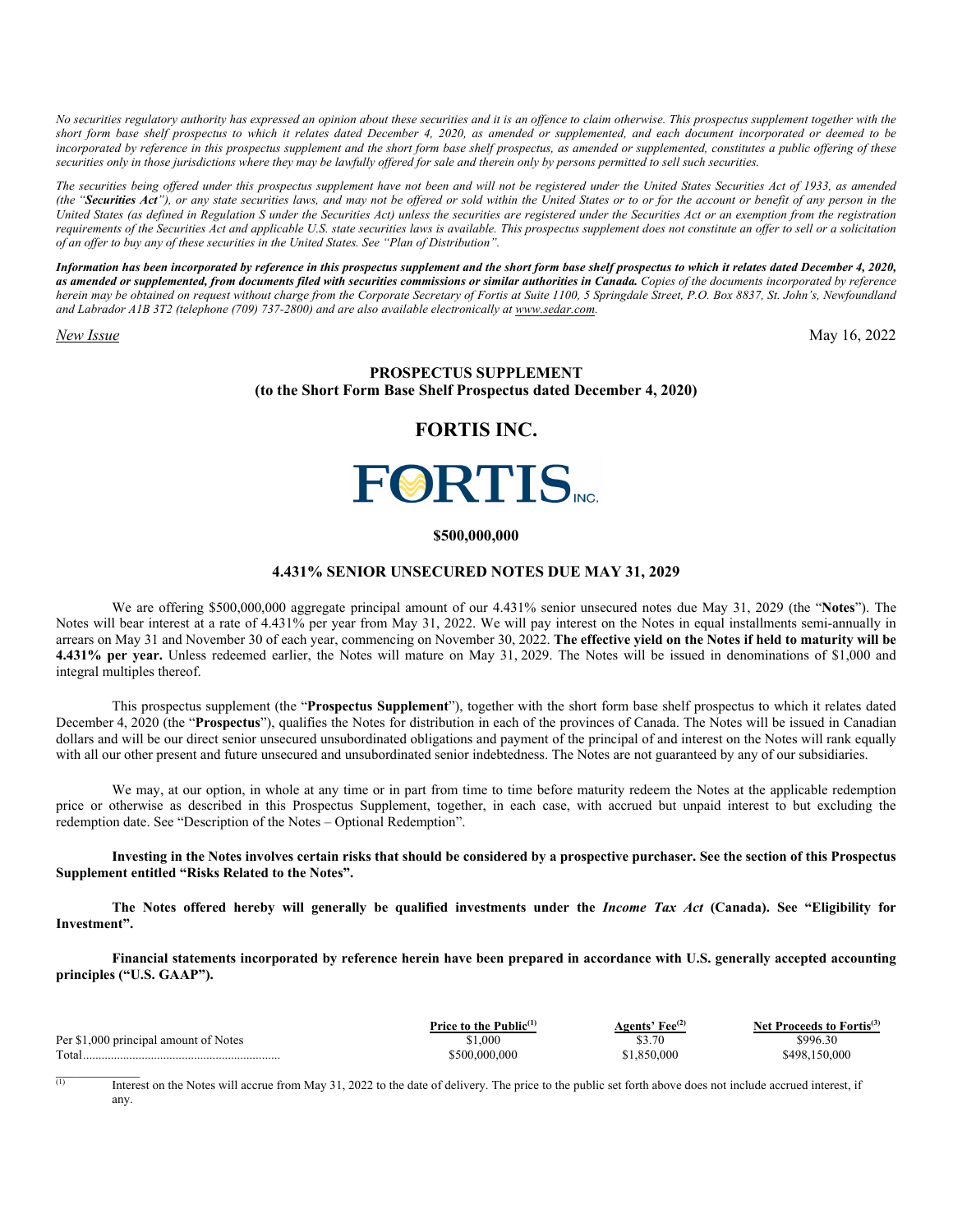*No securities regulatory authority has expressed an opinion about these securities and it is an offence to claim otherwise. This prospectus supplement together with the short form base shelf prospectus to which it relates dated December 4, 2020, as amended or supplemented, and each document incorporated or deemed to be incorporated by reference in this prospectus supplement and the short form base shelf prospectus, as amended or supplemented, constitutes a public offering of these securities only in those jurisdictions where they may be lawfully offered for sale and therein only by persons permitted to sell such securities.*

*The securities being offered under this prospectus supplement have not been and will not be registered under the United States Securities Act of 1933, as amended (the "**Securities Act**"), or any state securities laws, and may not be offered or sold within the United States or to or for the account or benefit of any person in the United States (as defined in Regulation S under the Securities Act) unless the securities are registered under the Securities Act or an exemption from the registration requirements of the Securities Act and applicable U.S. state securities laws is available. This prospectus supplement does not constitute an offer to sell or a solicitation of an offer to buy any of these securities in the United States. See "Plan of Distribution".*

***Information has been incorporated by reference in this prospectus supplement and the short form base shelf prospectus to which it relates dated December 4, 2020, as amended or supplemented, from documents filed with securities commissions or similar authorities in Canada.** Copies of the documents incorporated by reference herein may be obtained on request without charge from the Corporate Secretary of Fortis at Suite 1100, 5 Springdale Street, P.O. Box 8837, St. John's, Newfoundland and Labrador A1B 3T2 (telephone (709) 737-2800) and are also available electronically at www.sedar.com.*

*New Issue* May 16, 2022

**PROSPECTUS SUPPLEMENT**
**(to the Short Form Base Shelf Prospectus dated December 4, 2020)**

# FORTIS INC.

FORTIS INC.

**$500,000,000**

## 4.431% SENIOR UNSECURED NOTES DUE MAY 31, 2029

We are offering $500,000,000 aggregate principal amount of our 4.431% senior unsecured notes due May 31, 2029 (the "**Notes**"). The Notes will bear interest at a rate of 4.431% per year from May 31, 2022. We will pay interest on the Notes in equal installments semi-annually in arrears on May 31 and November 30 of each year, commencing on November 30, 2022. **The effective yield on the Notes if held to maturity will be 4.431% per year.** Unless redeemed earlier, the Notes will mature on May 31, 2029. The Notes will be issued in denominations of $1,000 and integral multiples thereof.

This prospectus supplement (the "**Prospectus Supplement**"), together with the short form base shelf prospectus to which it relates dated December 4, 2020 (the "**Prospectus**"), qualifies the Notes for distribution in each of the provinces of Canada. The Notes will be issued in Canadian dollars and will be our direct senior unsecured unsubordinated obligations and payment of the principal of and interest on the Notes will rank equally with all our other present and future unsecured and unsubordinated senior indebtedness. The Notes are not guaranteed by any of our subsidiaries.

We may, at our option, in whole at any time or in part from time to time before maturity redeem the Notes at the applicable redemption price or otherwise as described in this Prospectus Supplement, together, in each case, with accrued but unpaid interest to but excluding the redemption date. See "Description of the Notes – Optional Redemption".

**Investing in the Notes involves certain risks that should be considered by a prospective purchaser. See the section of this Prospectus Supplement entitled "Risks Related to the Notes".**

**The Notes offered hereby will generally be qualified investments under the *Income Tax Act* (Canada). See "Eligibility for Investment".**

**Financial statements incorporated by reference herein have been prepared in accordance with U.S. generally accepted accounting principles ("U.S. GAAP").**

| | Price to the Public[(1)] | Agents' Fee[(2)] | Net Proceeds to Fortis[(3)] |
|---|---|---|---|
| Per $1,000 principal amount of Notes | $1,000 | $3.70 | $996.30 |
| Total | $500,000,000 | $1,850,000 | $498,150,000 |

(1) Interest on the Notes will accrue from May 31, 2022 to the date of delivery. The price to the public set forth above does not include accrued interest, if any.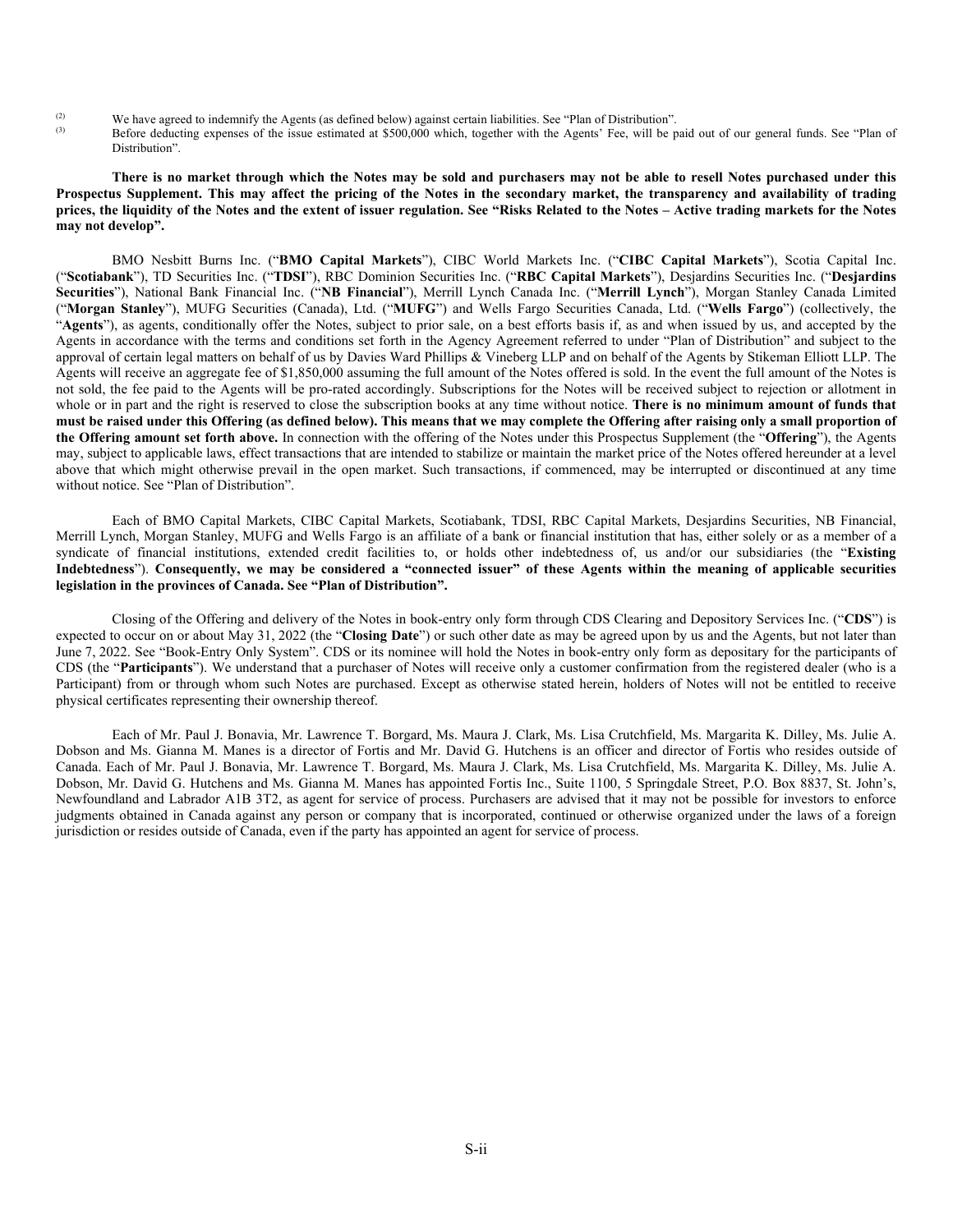[(2)] We have agreed to indemnify the Agents (as defined below) against certain liabilities. See "Plan of Distribution".

[(3)] Before deducting expenses of the issue estimated at $500,000 which, together with the Agents' Fee, will be paid out of our general funds. See "Plan of Distribution".

**There is no market through which the Notes may be sold and purchasers may not be able to resell Notes purchased under this Prospectus Supplement. This may affect the pricing of the Notes in the secondary market, the transparency and availability of trading prices, the liquidity of the Notes and the extent of issuer regulation. See "Risks Related to the Notes – Active trading markets for the Notes may not develop".**

BMO Nesbitt Burns Inc. ("**BMO Capital Markets**"), CIBC World Markets Inc. ("**CIBC Capital Markets**"), Scotia Capital Inc. ("**Scotiabank**"), TD Securities Inc. ("**TDSI**"), RBC Dominion Securities Inc. ("**RBC Capital Markets**"), Desjardins Securities Inc. ("**Desjardins Securities**"), National Bank Financial Inc. ("**NB Financial**"), Merrill Lynch Canada Inc. ("**Merrill Lynch**"), Morgan Stanley Canada Limited ("**Morgan Stanley**"), MUFG Securities (Canada), Ltd. ("**MUFG**") and Wells Fargo Securities Canada, Ltd. ("**Wells Fargo**") (collectively, the "**Agents**"), as agents, conditionally offer the Notes, subject to prior sale, on a best efforts basis if, as and when issued by us, and accepted by the Agents in accordance with the terms and conditions set forth in the Agency Agreement referred to under "Plan of Distribution" and subject to the approval of certain legal matters on behalf of us by Davies Ward Phillips & Vineberg LLP and on behalf of the Agents by Stikeman Elliott LLP. The Agents will receive an aggregate fee of $1,850,000 assuming the full amount of the Notes offered is sold. In the event the full amount of the Notes is not sold, the fee paid to the Agents will be pro-rated accordingly. Subscriptions for the Notes will be received subject to rejection or allotment in whole or in part and the right is reserved to close the subscription books at any time without notice. **There is no minimum amount of funds that must be raised under this Offering (as defined below). This means that we may complete the Offering after raising only a small proportion of the Offering amount set forth above.** In connection with the offering of the Notes under this Prospectus Supplement (the "**Offering**"), the Agents may, subject to applicable laws, effect transactions that are intended to stabilize or maintain the market price of the Notes offered hereunder at a level above that which might otherwise prevail in the open market. Such transactions, if commenced, may be interrupted or discontinued at any time without notice. See "Plan of Distribution".

Each of BMO Capital Markets, CIBC Capital Markets, Scotiabank, TDSI, RBC Capital Markets, Desjardins Securities, NB Financial, Merrill Lynch, Morgan Stanley, MUFG and Wells Fargo is an affiliate of a bank or financial institution that has, either solely or as a member of a syndicate of financial institutions, extended credit facilities to, or holds other indebtedness of, us and/or our subsidiaries (the "**Existing Indebtedness**"). **Consequently, we may be considered a "connected issuer" of these Agents within the meaning of applicable securities legislation in the provinces of Canada. See "Plan of Distribution".**

Closing of the Offering and delivery of the Notes in book-entry only form through CDS Clearing and Depository Services Inc. ("**CDS**") is expected to occur on or about May 31, 2022 (the "**Closing Date**") or such other date as may be agreed upon by us and the Agents, but not later than June 7, 2022. See "Book-Entry Only System". CDS or its nominee will hold the Notes in book-entry only form as depositary for the participants of CDS (the "**Participants**"). We understand that a purchaser of Notes will receive only a customer confirmation from the registered dealer (who is a Participant) from or through whom such Notes are purchased. Except as otherwise stated herein, holders of Notes will not be entitled to receive physical certificates representing their ownership thereof.

Each of Mr. Paul J. Bonavia, Mr. Lawrence T. Borgard, Ms. Maura J. Clark, Ms. Lisa Crutchfield, Ms. Margarita K. Dilley, Ms. Julie A. Dobson and Ms. Gianna M. Manes is a director of Fortis and Mr. David G. Hutchens is an officer and director of Fortis who resides outside of Canada. Each of Mr. Paul J. Bonavia, Mr. Lawrence T. Borgard, Ms. Maura J. Clark, Ms. Lisa Crutchfield, Ms. Margarita K. Dilley, Ms. Julie A. Dobson, Mr. David G. Hutchens and Ms. Gianna M. Manes has appointed Fortis Inc., Suite 1100, 5 Springdale Street, P.O. Box 8837, St. John's, Newfoundland and Labrador A1B 3T2, as agent for service of process. Purchasers are advised that it may not be possible for investors to enforce judgments obtained in Canada against any person or company that is incorporated, continued or otherwise organized under the laws of a foreign jurisdiction or resides outside of Canada, even if the party has appointed an agent for service of process.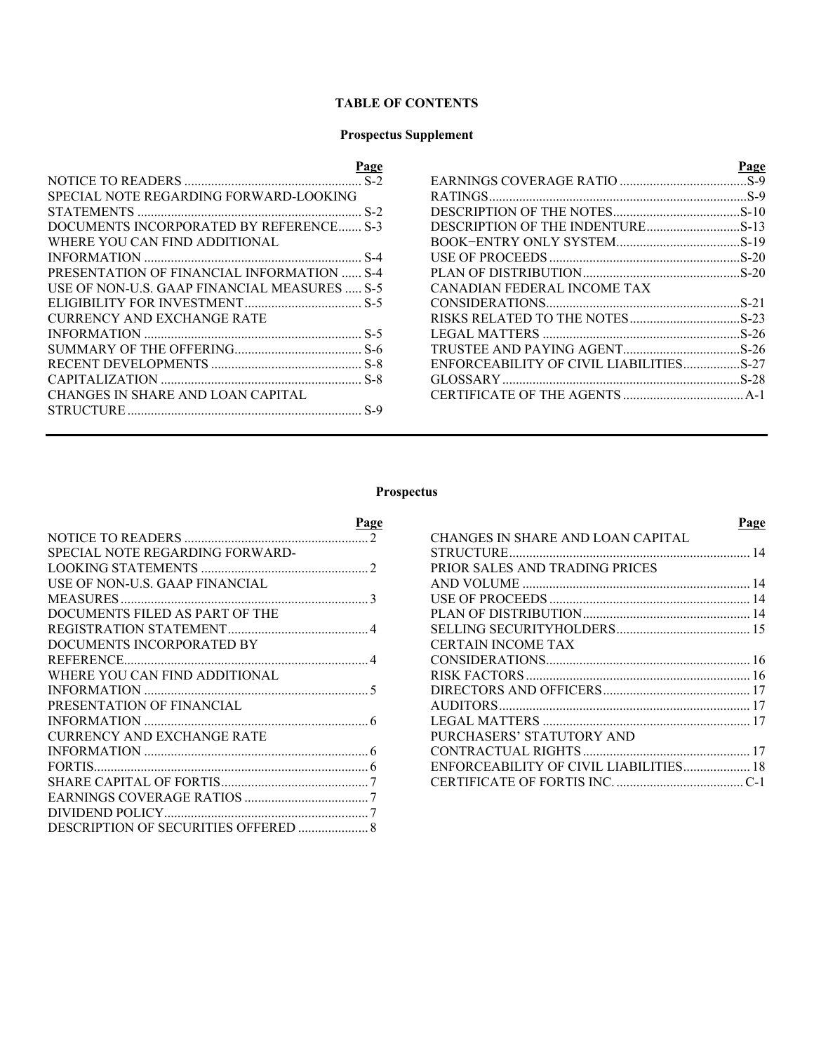# TABLE OF CONTENTS

## Prospectus Supplement

| | Page |
|---|---|
| NOTICE TO READERS | S-2 |
| SPECIAL NOTE REGARDING FORWARD-LOOKING STATEMENTS | S-2 |
| DOCUMENTS INCORPORATED BY REFERENCE | S-3 |
| WHERE YOU CAN FIND ADDITIONAL INFORMATION | S-4 |
| PRESENTATION OF FINANCIAL INFORMATION | S-4 |
| USE OF NON-U.S. GAAP FINANCIAL MEASURES | S-5 |
| ELIGIBILITY FOR INVESTMENT | S-5 |
| CURRENCY AND EXCHANGE RATE INFORMATION | S-5 |
| SUMMARY OF THE OFFERING | S-6 |
| RECENT DEVELOPMENTS | S-8 |
| CAPITALIZATION | S-8 |
| CHANGES IN SHARE AND LOAN CAPITAL STRUCTURE | S-9 |
| EARNINGS COVERAGE RATIO | S-9 |
| RATINGS | S-9 |
| DESCRIPTION OF THE NOTES | S-10 |
| DESCRIPTION OF THE INDENTURE | S-13 |
| BOOK−ENTRY ONLY SYSTEM | S-19 |
| USE OF PROCEEDS | S-20 |
| PLAN OF DISTRIBUTION | S-20 |
| CANADIAN FEDERAL INCOME TAX CONSIDERATIONS | S-21 |
| RISKS RELATED TO THE NOTES | S-23 |
| LEGAL MATTERS | S-26 |
| TRUSTEE AND PAYING AGENT | S-26 |
| ENFORCEABILITY OF CIVIL LIABILITIES | S-27 |
| GLOSSARY | S-28 |
| CERTIFICATE OF THE AGENTS | A-1 |

## Prospectus

| | Page |
|---|---|
| NOTICE TO READERS | 2 |
| SPECIAL NOTE REGARDING FORWARD-LOOKING STATEMENTS | 2 |
| USE OF NON-U.S. GAAP FINANCIAL MEASURES | 3 |
| DOCUMENTS FILED AS PART OF THE REGISTRATION STATEMENT | 4 |
| DOCUMENTS INCORPORATED BY REFERENCE | 4 |
| WHERE YOU CAN FIND ADDITIONAL INFORMATION | 5 |
| PRESENTATION OF FINANCIAL INFORMATION | 6 |
| CURRENCY AND EXCHANGE RATE INFORMATION | 6 |
| FORTIS | 6 |
| SHARE CAPITAL OF FORTIS | 7 |
| EARNINGS COVERAGE RATIOS | 7 |
| DIVIDEND POLICY | 7 |
| DESCRIPTION OF SECURITIES OFFERED | 8 |
| CHANGES IN SHARE AND LOAN CAPITAL STRUCTURE | 14 |
| PRIOR SALES AND TRADING PRICES AND VOLUME | 14 |
| USE OF PROCEEDS | 14 |
| PLAN OF DISTRIBUTION | 14 |
| SELLING SECURITYHOLDERS | 15 |
| CERTAIN INCOME TAX CONSIDERATIONS | 16 |
| RISK FACTORS | 16 |
| DIRECTORS AND OFFICERS | 17 |
| AUDITORS | 17 |
| LEGAL MATTERS | 17 |
| PURCHASERS' STATUTORY AND CONTRACTUAL RIGHTS | 17 |
| ENFORCEABILITY OF CIVIL LIABILITIES | 18 |
| CERTIFICATE OF FORTIS INC. | C-1 |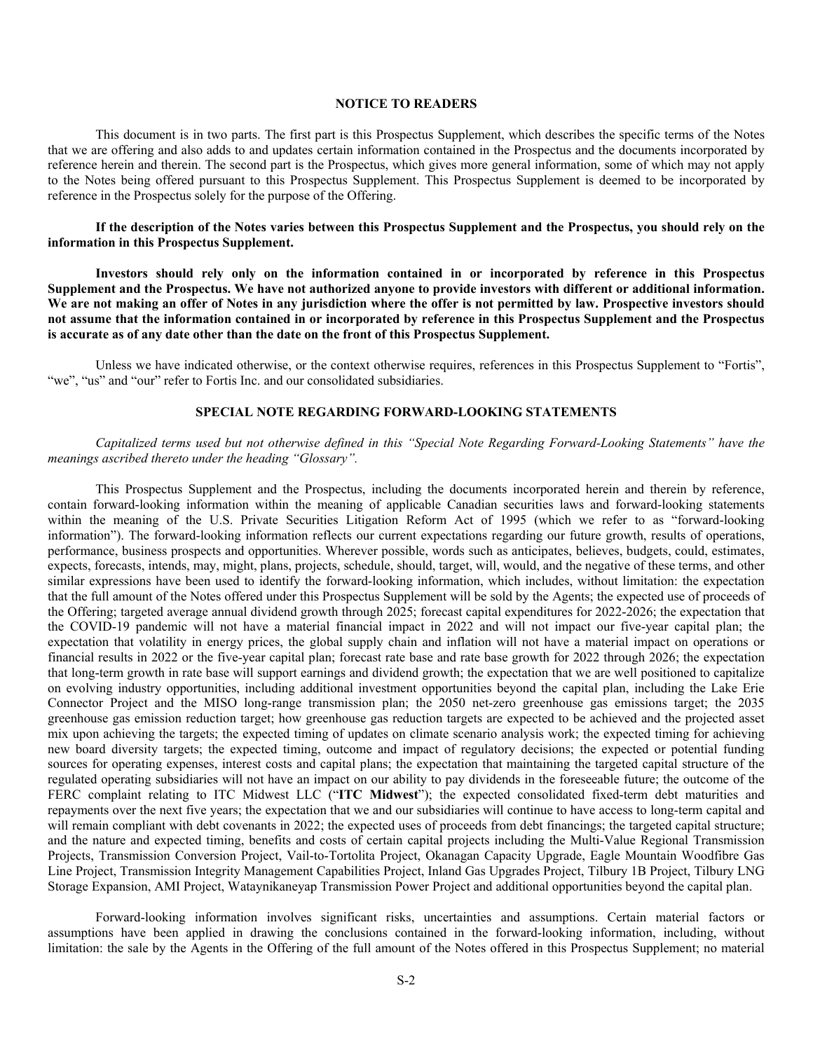## NOTICE TO READERS

This document is in two parts. The first part is this Prospectus Supplement, which describes the specific terms of the Notes that we are offering and also adds to and updates certain information contained in the Prospectus and the documents incorporated by reference herein and therein. The second part is the Prospectus, which gives more general information, some of which may not apply to the Notes being offered pursuant to this Prospectus Supplement. This Prospectus Supplement is deemed to be incorporated by reference in the Prospectus solely for the purpose of the Offering.

**If the description of the Notes varies between this Prospectus Supplement and the Prospectus, you should rely on the information in this Prospectus Supplement.**

**Investors should rely only on the information contained in or incorporated by reference in this Prospectus Supplement and the Prospectus. We have not authorized anyone to provide investors with different or additional information. We are not making an offer of Notes in any jurisdiction where the offer is not permitted by law. Prospective investors should not assume that the information contained in or incorporated by reference in this Prospectus Supplement and the Prospectus is accurate as of any date other than the date on the front of this Prospectus Supplement.**

Unless we have indicated otherwise, or the context otherwise requires, references in this Prospectus Supplement to "Fortis", "we", "us" and "our" refer to Fortis Inc. and our consolidated subsidiaries.

## SPECIAL NOTE REGARDING FORWARD-LOOKING STATEMENTS

*Capitalized terms used but not otherwise defined in this "Special Note Regarding Forward-Looking Statements" have the meanings ascribed thereto under the heading "Glossary".*

This Prospectus Supplement and the Prospectus, including the documents incorporated herein and therein by reference, contain forward-looking information within the meaning of applicable Canadian securities laws and forward-looking statements within the meaning of the U.S. Private Securities Litigation Reform Act of 1995 (which we refer to as "forward-looking information"). The forward-looking information reflects our current expectations regarding our future growth, results of operations, performance, business prospects and opportunities. Wherever possible, words such as anticipates, believes, budgets, could, estimates, expects, forecasts, intends, may, might, plans, projects, schedule, should, target, will, would, and the negative of these terms, and other similar expressions have been used to identify the forward-looking information, which includes, without limitation: the expectation that the full amount of the Notes offered under this Prospectus Supplement will be sold by the Agents; the expected use of proceeds of the Offering; targeted average annual dividend growth through 2025; forecast capital expenditures for 2022-2026; the expectation that the COVID-19 pandemic will not have a material financial impact in 2022 and will not impact our five-year capital plan; the expectation that volatility in energy prices, the global supply chain and inflation will not have a material impact on operations or financial results in 2022 or the five-year capital plan; forecast rate base and rate base growth for 2022 through 2026; the expectation that long-term growth in rate base will support earnings and dividend growth; the expectation that we are well positioned to capitalize on evolving industry opportunities, including additional investment opportunities beyond the capital plan, including the Lake Erie Connector Project and the MISO long-range transmission plan; the 2050 net-zero greenhouse gas emissions target; the 2035 greenhouse gas emission reduction target; how greenhouse gas reduction targets are expected to be achieved and the projected asset mix upon achieving the targets; the expected timing of updates on climate scenario analysis work; the expected timing for achieving new board diversity targets; the expected timing, outcome and impact of regulatory decisions; the expected or potential funding sources for operating expenses, interest costs and capital plans; the expectation that maintaining the targeted capital structure of the regulated operating subsidiaries will not have an impact on our ability to pay dividends in the foreseeable future; the outcome of the FERC complaint relating to ITC Midwest LLC ("**ITC Midwest**"); the expected consolidated fixed-term debt maturities and repayments over the next five years; the expectation that we and our subsidiaries will continue to have access to long-term capital and will remain compliant with debt covenants in 2022; the expected uses of proceeds from debt financings; the targeted capital structure; and the nature and expected timing, benefits and costs of certain capital projects including the Multi-Value Regional Transmission Projects, Transmission Conversion Project, Vail-to-Tortolita Project, Okanagan Capacity Upgrade, Eagle Mountain Woodfibre Gas Line Project, Transmission Integrity Management Capabilities Project, Inland Gas Upgrades Project, Tilbury 1B Project, Tilbury LNG Storage Expansion, AMI Project, Wataynikaneyap Transmission Power Project and additional opportunities beyond the capital plan.

Forward-looking information involves significant risks, uncertainties and assumptions. Certain material factors or assumptions have been applied in drawing the conclusions contained in the forward-looking information, including, without limitation: the sale by the Agents in the Offering of the full amount of the Notes offered in this Prospectus Supplement; no material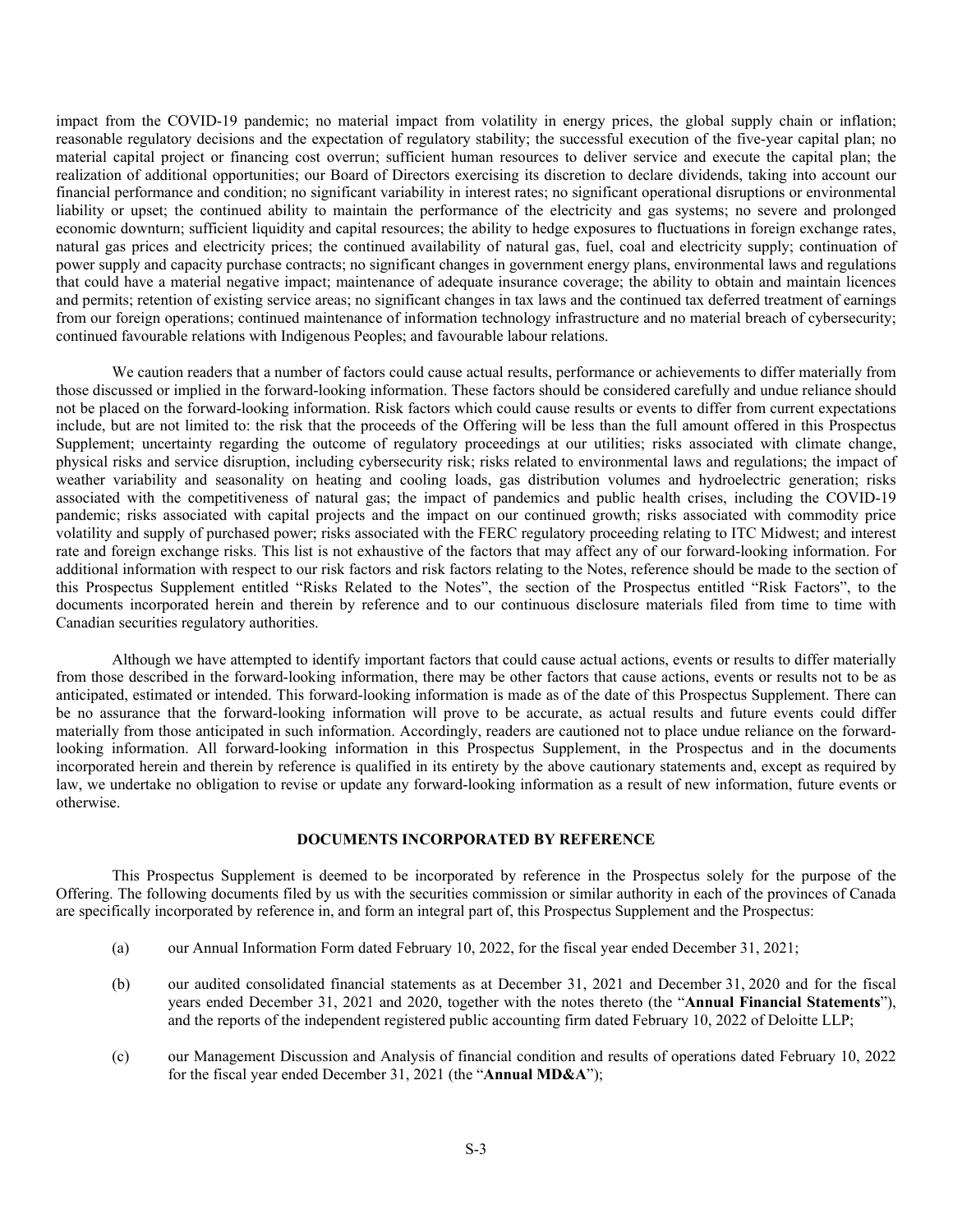impact from the COVID-19 pandemic; no material impact from volatility in energy prices, the global supply chain or inflation; reasonable regulatory decisions and the expectation of regulatory stability; the successful execution of the five-year capital plan; no material capital project or financing cost overrun; sufficient human resources to deliver service and execute the capital plan; the realization of additional opportunities; our Board of Directors exercising its discretion to declare dividends, taking into account our financial performance and condition; no significant variability in interest rates; no significant operational disruptions or environmental liability or upset; the continued ability to maintain the performance of the electricity and gas systems; no severe and prolonged economic downturn; sufficient liquidity and capital resources; the ability to hedge exposures to fluctuations in foreign exchange rates, natural gas prices and electricity prices; the continued availability of natural gas, fuel, coal and electricity supply; continuation of power supply and capacity purchase contracts; no significant changes in government energy plans, environmental laws and regulations that could have a material negative impact; maintenance of adequate insurance coverage; the ability to obtain and maintain licences and permits; retention of existing service areas; no significant changes in tax laws and the continued tax deferred treatment of earnings from our foreign operations; continued maintenance of information technology infrastructure and no material breach of cybersecurity; continued favourable relations with Indigenous Peoples; and favourable labour relations.

We caution readers that a number of factors could cause actual results, performance or achievements to differ materially from those discussed or implied in the forward-looking information. These factors should be considered carefully and undue reliance should not be placed on the forward-looking information. Risk factors which could cause results or events to differ from current expectations include, but are not limited to: the risk that the proceeds of the Offering will be less than the full amount offered in this Prospectus Supplement; uncertainty regarding the outcome of regulatory proceedings at our utilities; risks associated with climate change, physical risks and service disruption, including cybersecurity risk; risks related to environmental laws and regulations; the impact of weather variability and seasonality on heating and cooling loads, gas distribution volumes and hydroelectric generation; risks associated with the competitiveness of natural gas; the impact of pandemics and public health crises, including the COVID-19 pandemic; risks associated with capital projects and the impact on our continued growth; risks associated with commodity price volatility and supply of purchased power; risks associated with the FERC regulatory proceeding relating to ITC Midwest; and interest rate and foreign exchange risks. This list is not exhaustive of the factors that may affect any of our forward-looking information. For additional information with respect to our risk factors and risk factors relating to the Notes, reference should be made to the section of this Prospectus Supplement entitled "Risks Related to the Notes", the section of the Prospectus entitled "Risk Factors", to the documents incorporated herein and therein by reference and to our continuous disclosure materials filed from time to time with Canadian securities regulatory authorities.

Although we have attempted to identify important factors that could cause actual actions, events or results to differ materially from those described in the forward-looking information, there may be other factors that cause actions, events or results not to be as anticipated, estimated or intended. This forward-looking information is made as of the date of this Prospectus Supplement. There can be no assurance that the forward-looking information will prove to be accurate, as actual results and future events could differ materially from those anticipated in such information. Accordingly, readers are cautioned not to place undue reliance on the forward-looking information. All forward-looking information in this Prospectus Supplement, in the Prospectus and in the documents incorporated herein and therein by reference is qualified in its entirety by the above cautionary statements and, except as required by law, we undertake no obligation to revise or update any forward-looking information as a result of new information, future events or otherwise.

## DOCUMENTS INCORPORATED BY REFERENCE

This Prospectus Supplement is deemed to be incorporated by reference in the Prospectus solely for the purpose of the Offering. The following documents filed by us with the securities commission or similar authority in each of the provinces of Canada are specifically incorporated by reference in, and form an integral part of, this Prospectus Supplement and the Prospectus:

(a) our Annual Information Form dated February 10, 2022, for the fiscal year ended December 31, 2021;

(b) our audited consolidated financial statements as at December 31, 2021 and December 31, 2020 and for the fiscal years ended December 31, 2021 and 2020, together with the notes thereto (the "**Annual Financial Statements**"), and the reports of the independent registered public accounting firm dated February 10, 2022 of Deloitte LLP;

(c) our Management Discussion and Analysis of financial condition and results of operations dated February 10, 2022 for the fiscal year ended December 31, 2021 (the "**Annual MD&A**");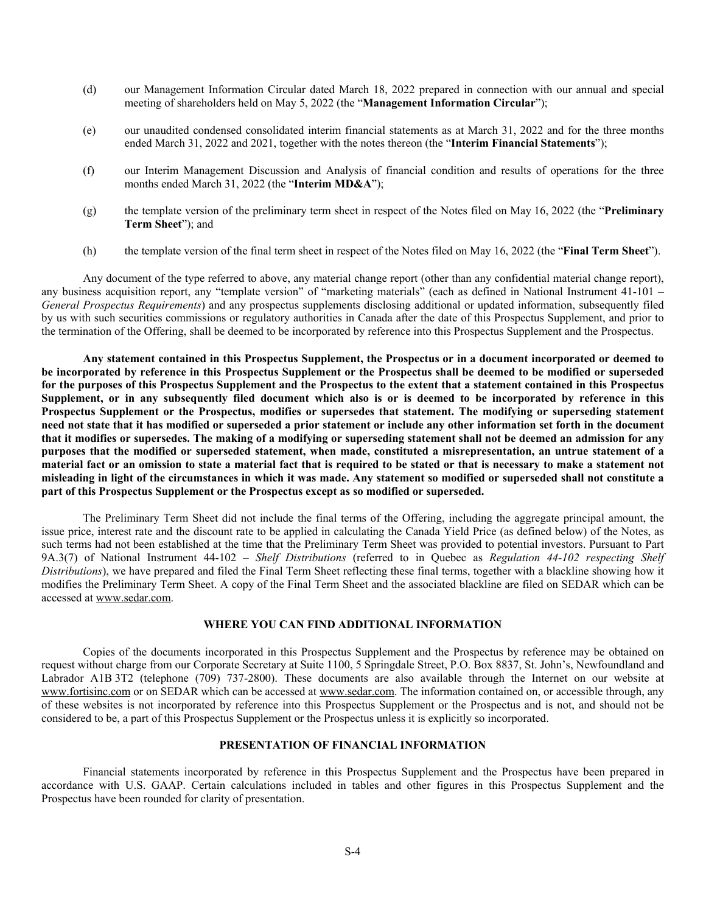(d) our Management Information Circular dated March 18, 2022 prepared in connection with our annual and special meeting of shareholders held on May 5, 2022 (the "**Management Information Circular**");

(e) our unaudited condensed consolidated interim financial statements as at March 31, 2022 and for the three months ended March 31, 2022 and 2021, together with the notes thereon (the "**Interim Financial Statements**");

(f) our Interim Management Discussion and Analysis of financial condition and results of operations for the three months ended March 31, 2022 (the "**Interim MD&A**");

(g) the template version of the preliminary term sheet in respect of the Notes filed on May 16, 2022 (the "**Preliminary Term Sheet**"); and

(h) the template version of the final term sheet in respect of the Notes filed on May 16, 2022 (the "**Final Term Sheet**").

Any document of the type referred to above, any material change report (other than any confidential material change report), any business acquisition report, any "template version" of "marketing materials" (each as defined in National Instrument 41-101 – *General Prospectus Requirements*) and any prospectus supplements disclosing additional or updated information, subsequently filed by us with such securities commissions or regulatory authorities in Canada after the date of this Prospectus Supplement, and prior to the termination of the Offering, shall be deemed to be incorporated by reference into this Prospectus Supplement and the Prospectus.

**Any statement contained in this Prospectus Supplement, the Prospectus or in a document incorporated or deemed to be incorporated by reference in this Prospectus Supplement or the Prospectus shall be deemed to be modified or superseded for the purposes of this Prospectus Supplement and the Prospectus to the extent that a statement contained in this Prospectus Supplement, or in any subsequently filed document which also is or is deemed to be incorporated by reference in this Prospectus Supplement or the Prospectus, modifies or supersedes that statement. The modifying or superseding statement need not state that it has modified or superseded a prior statement or include any other information set forth in the document that it modifies or supersedes. The making of a modifying or superseding statement shall not be deemed an admission for any purposes that the modified or superseded statement, when made, constituted a misrepresentation, an untrue statement of a material fact or an omission to state a material fact that is required to be stated or that is necessary to make a statement not misleading in light of the circumstances in which it was made. Any statement so modified or superseded shall not constitute a part of this Prospectus Supplement or the Prospectus except as so modified or superseded.**

The Preliminary Term Sheet did not include the final terms of the Offering, including the aggregate principal amount, the issue price, interest rate and the discount rate to be applied in calculating the Canada Yield Price (as defined below) of the Notes, as such terms had not been established at the time that the Preliminary Term Sheet was provided to potential investors. Pursuant to Part 9A.3(7) of National Instrument 44-102 – *Shelf Distributions* (referred to in Quebec as *Regulation 44-102 respecting Shelf Distributions*), we have prepared and filed the Final Term Sheet reflecting these final terms, together with a blackline showing how it modifies the Preliminary Term Sheet. A copy of the Final Term Sheet and the associated blackline are filed on SEDAR which can be accessed at www.sedar.com.

## WHERE YOU CAN FIND ADDITIONAL INFORMATION

Copies of the documents incorporated in this Prospectus Supplement and the Prospectus by reference may be obtained on request without charge from our Corporate Secretary at Suite 1100, 5 Springdale Street, P.O. Box 8837, St. John's, Newfoundland and Labrador A1B 3T2 (telephone (709) 737-2800). These documents are also available through the Internet on our website at www.fortisinc.com or on SEDAR which can be accessed at www.sedar.com. The information contained on, or accessible through, any of these websites is not incorporated by reference into this Prospectus Supplement or the Prospectus and is not, and should not be considered to be, a part of this Prospectus Supplement or the Prospectus unless it is explicitly so incorporated.

## PRESENTATION OF FINANCIAL INFORMATION

Financial statements incorporated by reference in this Prospectus Supplement and the Prospectus have been prepared in accordance with U.S. GAAP. Certain calculations included in tables and other figures in this Prospectus Supplement and the Prospectus have been rounded for clarity of presentation.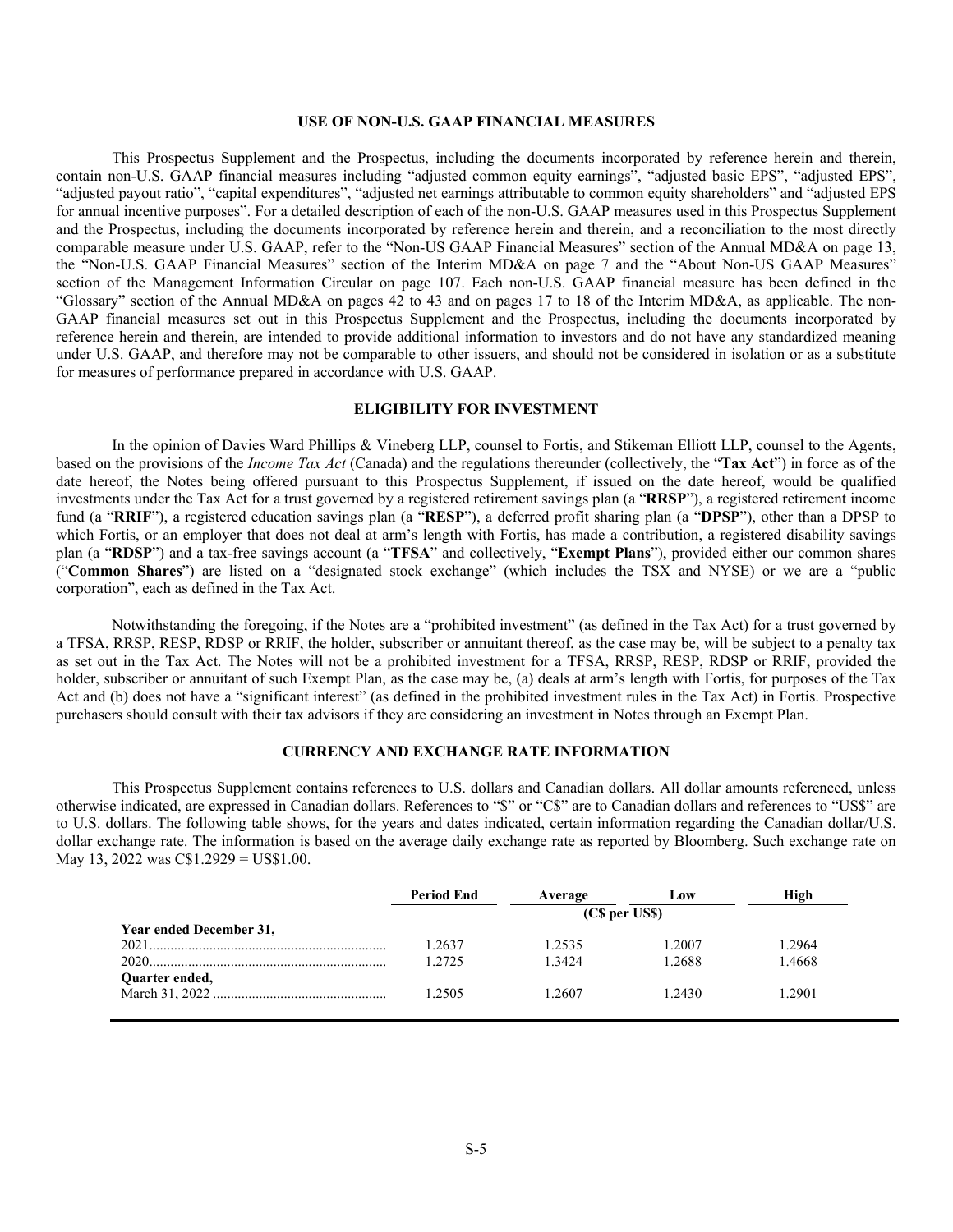## USE OF NON-U.S. GAAP FINANCIAL MEASURES

This Prospectus Supplement and the Prospectus, including the documents incorporated by reference herein and therein, contain non-U.S. GAAP financial measures including "adjusted common equity earnings", "adjusted basic EPS", "adjusted EPS", "adjusted payout ratio", "capital expenditures", "adjusted net earnings attributable to common equity shareholders" and "adjusted EPS for annual incentive purposes". For a detailed description of each of the non-U.S. GAAP measures used in this Prospectus Supplement and the Prospectus, including the documents incorporated by reference herein and therein, and a reconciliation to the most directly comparable measure under U.S. GAAP, refer to the "Non-US GAAP Financial Measures" section of the Annual MD&A on page 13, the "Non-U.S. GAAP Financial Measures" section of the Interim MD&A on page 7 and the "About Non-US GAAP Measures" section of the Management Information Circular on page 107. Each non-U.S. GAAP financial measure has been defined in the "Glossary" section of the Annual MD&A on pages 42 to 43 and on pages 17 to 18 of the Interim MD&A, as applicable. The non-GAAP financial measures set out in this Prospectus Supplement and the Prospectus, including the documents incorporated by reference herein and therein, are intended to provide additional information to investors and do not have any standardized meaning under U.S. GAAP, and therefore may not be comparable to other issuers, and should not be considered in isolation or as a substitute for measures of performance prepared in accordance with U.S. GAAP.

## ELIGIBILITY FOR INVESTMENT

In the opinion of Davies Ward Phillips & Vineberg LLP, counsel to Fortis, and Stikeman Elliott LLP, counsel to the Agents, based on the provisions of the *Income Tax Act* (Canada) and the regulations thereunder (collectively, the "**Tax Act**") in force as of the date hereof, the Notes being offered pursuant to this Prospectus Supplement, if issued on the date hereof, would be qualified investments under the Tax Act for a trust governed by a registered retirement savings plan (a "**RRSP**"), a registered retirement income fund (a "**RRIF**"), a registered education savings plan (a "**RESP**"), a deferred profit sharing plan (a "**DPSP**"), other than a DPSP to which Fortis, or an employer that does not deal at arm's length with Fortis, has made a contribution, a registered disability savings plan (a "**RDSP**") and a tax-free savings account (a "**TFSA**" and collectively, "**Exempt Plans**"), provided either our common shares ("**Common Shares**") are listed on a "designated stock exchange" (which includes the TSX and NYSE) or we are a "public corporation", each as defined in the Tax Act.

Notwithstanding the foregoing, if the Notes are a "prohibited investment" (as defined in the Tax Act) for a trust governed by a TFSA, RRSP, RESP, RDSP or RRIF, the holder, subscriber or annuitant thereof, as the case may be, will be subject to a penalty tax as set out in the Tax Act. The Notes will not be a prohibited investment for a TFSA, RRSP, RESP, RDSP or RRIF, provided the holder, subscriber or annuitant of such Exempt Plan, as the case may be, (a) deals at arm's length with Fortis, for purposes of the Tax Act and (b) does not have a "significant interest" (as defined in the prohibited investment rules in the Tax Act) in Fortis. Prospective purchasers should consult with their tax advisors if they are considering an investment in Notes through an Exempt Plan.

## CURRENCY AND EXCHANGE RATE INFORMATION

This Prospectus Supplement contains references to U.S. dollars and Canadian dollars. All dollar amounts referenced, unless otherwise indicated, are expressed in Canadian dollars. References to "$" or "C$" are to Canadian dollars and references to "US$" are to U.S. dollars. The following table shows, for the years and dates indicated, certain information regarding the Canadian dollar/U.S. dollar exchange rate. The information is based on the average daily exchange rate as reported by Bloomberg. Such exchange rate on May 13, 2022 was C$1.2929 = US$1.00.

| | Period End | Average | Low | High |
|---|---|---|---|---|
| | (C$ per US$) | | | |
| **Year ended December 31,** | | | | |
| 2021 | 1.2637 | 1.2535 | 1.2007 | 1.2964 |
| 2020 | 1.2725 | 1.3424 | 1.2688 | 1.4668 |
| **Quarter ended,** | | | | |
| March 31, 2022 | 1.2505 | 1.2607 | 1.2430 | 1.2901 |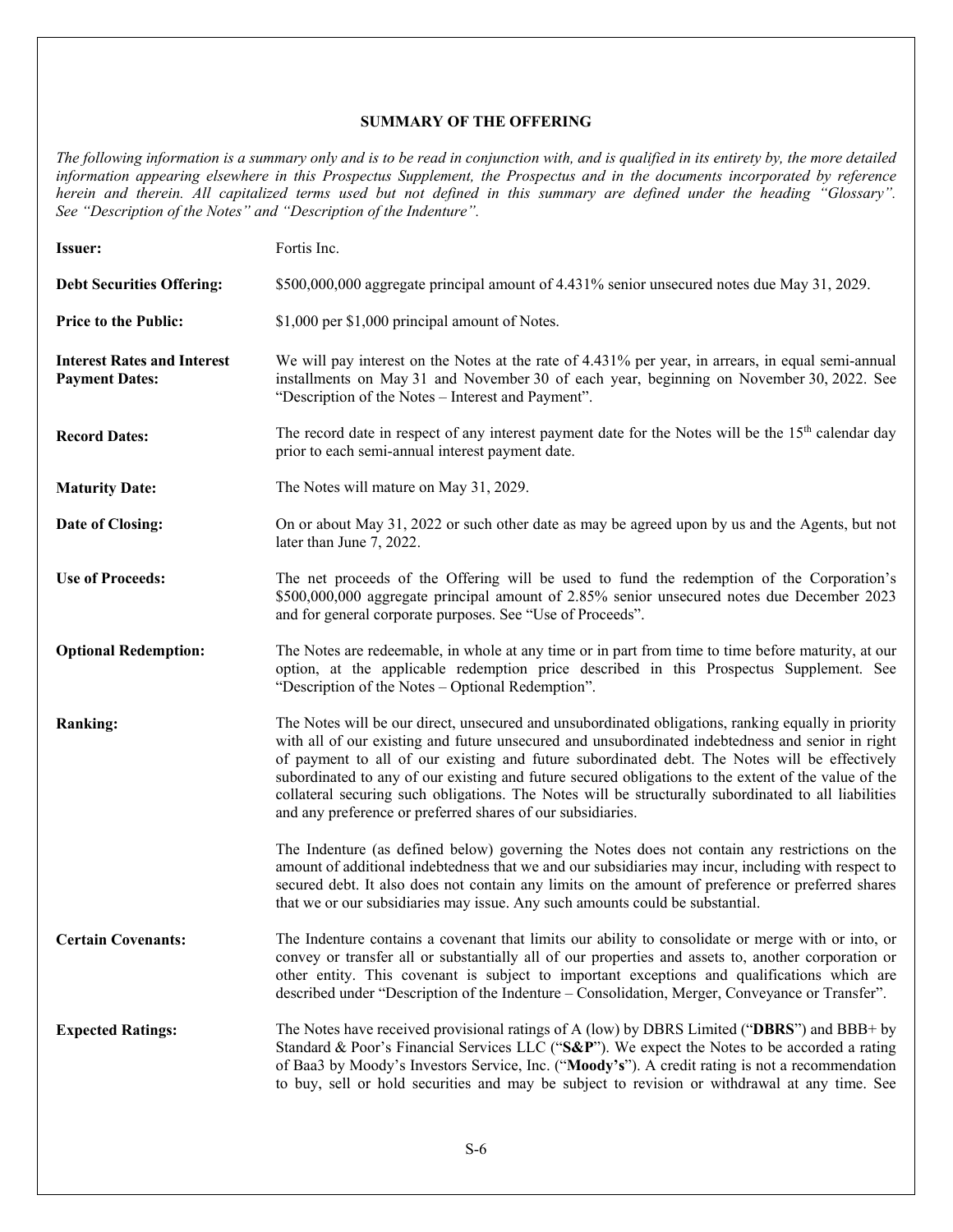## SUMMARY OF THE OFFERING

*The following information is a summary only and is to be read in conjunction with, and is qualified in its entirety by, the more detailed information appearing elsewhere in this Prospectus Supplement, the Prospectus and in the documents incorporated by reference herein and therein. All capitalized terms used but not defined in this summary are defined under the heading "Glossary". See "Description of the Notes" and "Description of the Indenture".*

**Issuer:** Fortis Inc.

**Debt Securities Offering:** $500,000,000 aggregate principal amount of 4.431% senior unsecured notes due May 31, 2029.

**Price to the Public:** $1,000 per $1,000 principal amount of Notes.

**Interest Rates and Interest Payment Dates:** We will pay interest on the Notes at the rate of 4.431% per year, in arrears, in equal semi-annual installments on May 31 and November 30 of each year, beginning on November 30, 2022. See "Description of the Notes – Interest and Payment".

**Record Dates:** The record date in respect of any interest payment date for the Notes will be the 15th calendar day prior to each semi-annual interest payment date.

**Maturity Date:** The Notes will mature on May 31, 2029.

**Date of Closing:** On or about May 31, 2022 or such other date as may be agreed upon by us and the Agents, but not later than June 7, 2022.

**Use of Proceeds:** The net proceeds of the Offering will be used to fund the redemption of the Corporation's $500,000,000 aggregate principal amount of 2.85% senior unsecured notes due December 2023 and for general corporate purposes. See "Use of Proceeds".

**Optional Redemption:** The Notes are redeemable, in whole at any time or in part from time to time before maturity, at our option, at the applicable redemption price described in this Prospectus Supplement. See "Description of the Notes – Optional Redemption".

**Ranking:** The Notes will be our direct, unsecured and unsubordinated obligations, ranking equally in priority with all of our existing and future unsecured and unsubordinated indebtedness and senior in right of payment to all of our existing and future subordinated debt. The Notes will be effectively subordinated to any of our existing and future secured obligations to the extent of the value of the collateral securing such obligations. The Notes will be structurally subordinated to all liabilities and any preference or preferred shares of our subsidiaries.

The Indenture (as defined below) governing the Notes does not contain any restrictions on the amount of additional indebtedness that we and our subsidiaries may incur, including with respect to secured debt. It also does not contain any limits on the amount of preference or preferred shares that we or our subsidiaries may issue. Any such amounts could be substantial.

**Certain Covenants:** The Indenture contains a covenant that limits our ability to consolidate or merge with or into, or convey or transfer all or substantially all of our properties and assets to, another corporation or other entity. This covenant is subject to important exceptions and qualifications which are described under "Description of the Indenture – Consolidation, Merger, Conveyance or Transfer".

**Expected Ratings:** The Notes have received provisional ratings of A (low) by DBRS Limited ("**DBRS**") and BBB+ by Standard & Poor's Financial Services LLC ("**S&P**"). We expect the Notes to be accorded a rating of Baa3 by Moody's Investors Service, Inc. ("**Moody's**"). A credit rating is not a recommendation to buy, sell or hold securities and may be subject to revision or withdrawal at any time. See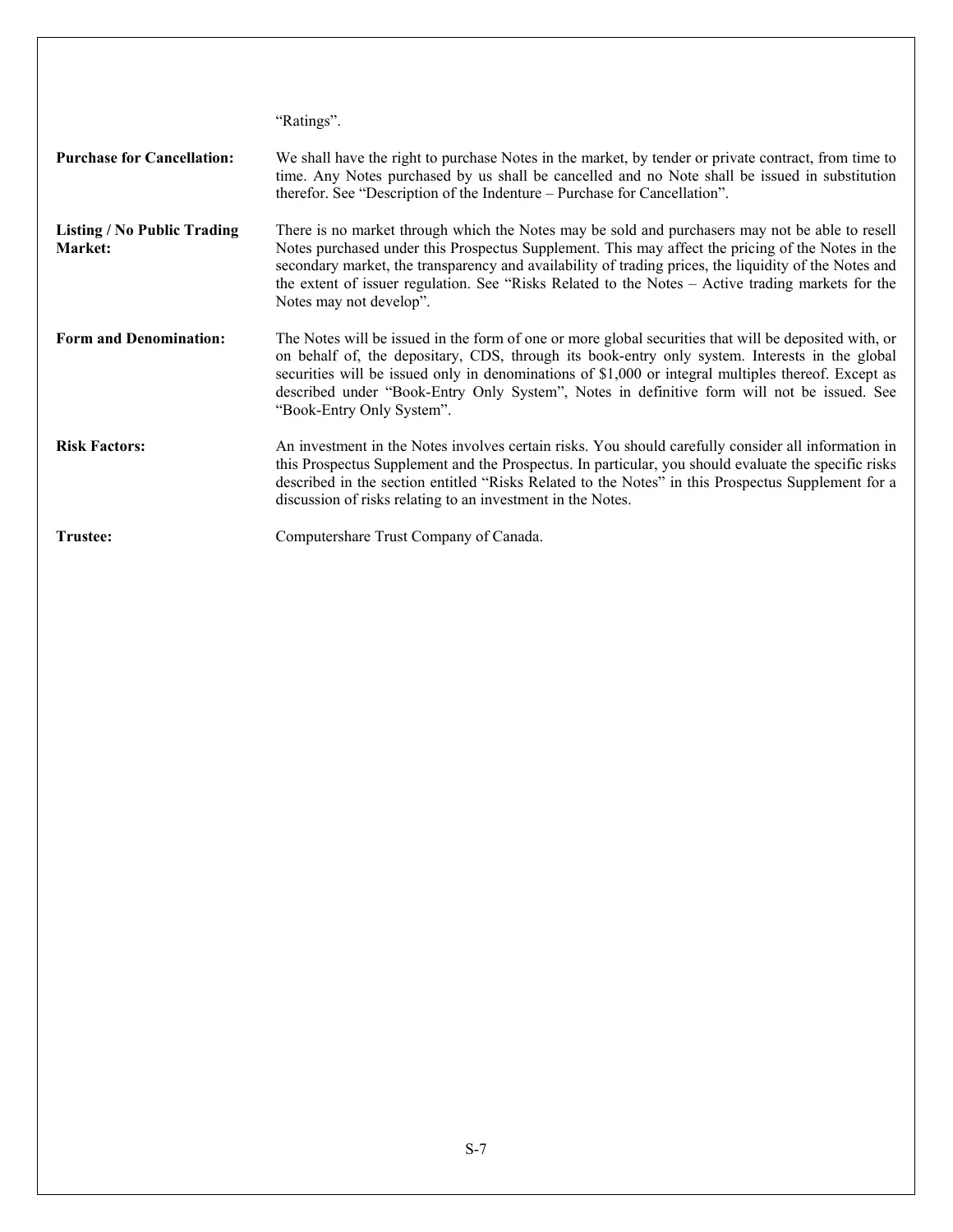"Ratings".

| | |
|---|---|
| **Purchase for Cancellation:** | We shall have the right to purchase Notes in the market, by tender or private contract, from time to time. Any Notes purchased by us shall be cancelled and no Note shall be issued in substitution therefor. See "Description of the Indenture – Purchase for Cancellation". |
| **Listing / No Public Trading Market:** | There is no market through which the Notes may be sold and purchasers may not be able to resell Notes purchased under this Prospectus Supplement. This may affect the pricing of the Notes in the secondary market, the transparency and availability of trading prices, the liquidity of the Notes and the extent of issuer regulation. See "Risks Related to the Notes – Active trading markets for the Notes may not develop". |
| **Form and Denomination:** | The Notes will be issued in the form of one or more global securities that will be deposited with, or on behalf of, the depositary, CDS, through its book-entry only system. Interests in the global securities will be issued only in denominations of $1,000 or integral multiples thereof. Except as described under "Book-Entry Only System", Notes in definitive form will not be issued. See "Book-Entry Only System". |
| **Risk Factors:** | An investment in the Notes involves certain risks. You should carefully consider all information in this Prospectus Supplement and the Prospectus. In particular, you should evaluate the specific risks described in the section entitled "Risks Related to the Notes" in this Prospectus Supplement for a discussion of risks relating to an investment in the Notes. |
| **Trustee:** | Computershare Trust Company of Canada. |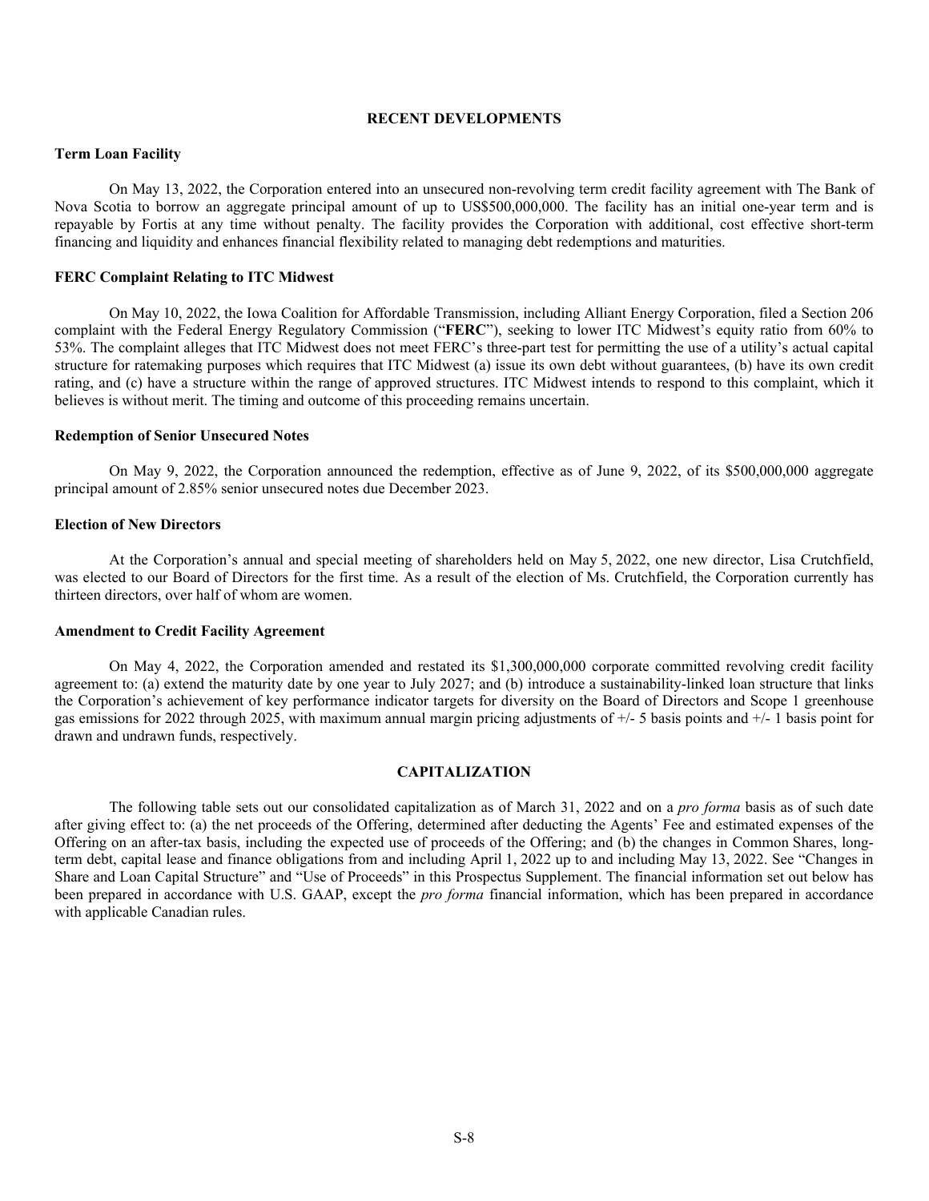## RECENT DEVELOPMENTS

### Term Loan Facility

On May 13, 2022, the Corporation entered into an unsecured non-revolving term credit facility agreement with The Bank of Nova Scotia to borrow an aggregate principal amount of up to US$500,000,000. The facility has an initial one-year term and is repayable by Fortis at any time without penalty. The facility provides the Corporation with additional, cost effective short-term financing and liquidity and enhances financial flexibility related to managing debt redemptions and maturities.

### FERC Complaint Relating to ITC Midwest

On May 10, 2022, the Iowa Coalition for Affordable Transmission, including Alliant Energy Corporation, filed a Section 206 complaint with the Federal Energy Regulatory Commission ("**FERC**"), seeking to lower ITC Midwest's equity ratio from 60% to 53%. The complaint alleges that ITC Midwest does not meet FERC's three-part test for permitting the use of a utility's actual capital structure for ratemaking purposes which requires that ITC Midwest (a) issue its own debt without guarantees, (b) have its own credit rating, and (c) have a structure within the range of approved structures. ITC Midwest intends to respond to this complaint, which it believes is without merit. The timing and outcome of this proceeding remains uncertain.

### Redemption of Senior Unsecured Notes

On May 9, 2022, the Corporation announced the redemption, effective as of June 9, 2022, of its $500,000,000 aggregate principal amount of 2.85% senior unsecured notes due December 2023.

### Election of New Directors

At the Corporation's annual and special meeting of shareholders held on May 5, 2022, one new director, Lisa Crutchfield, was elected to our Board of Directors for the first time. As a result of the election of Ms. Crutchfield, the Corporation currently has thirteen directors, over half of whom are women.

### Amendment to Credit Facility Agreement

On May 4, 2022, the Corporation amended and restated its $1,300,000,000 corporate committed revolving credit facility agreement to: (a) extend the maturity date by one year to July 2027; and (b) introduce a sustainability-linked loan structure that links the Corporation's achievement of key performance indicator targets for diversity on the Board of Directors and Scope 1 greenhouse gas emissions for 2022 through 2025, with maximum annual margin pricing adjustments of +/- 5 basis points and +/- 1 basis point for drawn and undrawn funds, respectively.

## CAPITALIZATION

The following table sets out our consolidated capitalization as of March 31, 2022 and on a *pro forma* basis as of such date after giving effect to: (a) the net proceeds of the Offering, determined after deducting the Agents' Fee and estimated expenses of the Offering on an after-tax basis, including the expected use of proceeds of the Offering; and (b) the changes in Common Shares, long-term debt, capital lease and finance obligations from and including April 1, 2022 up to and including May 13, 2022. See "Changes in Share and Loan Capital Structure" and "Use of Proceeds" in this Prospectus Supplement. The financial information set out below has been prepared in accordance with U.S. GAAP, except the *pro forma* financial information, which has been prepared in accordance with applicable Canadian rules.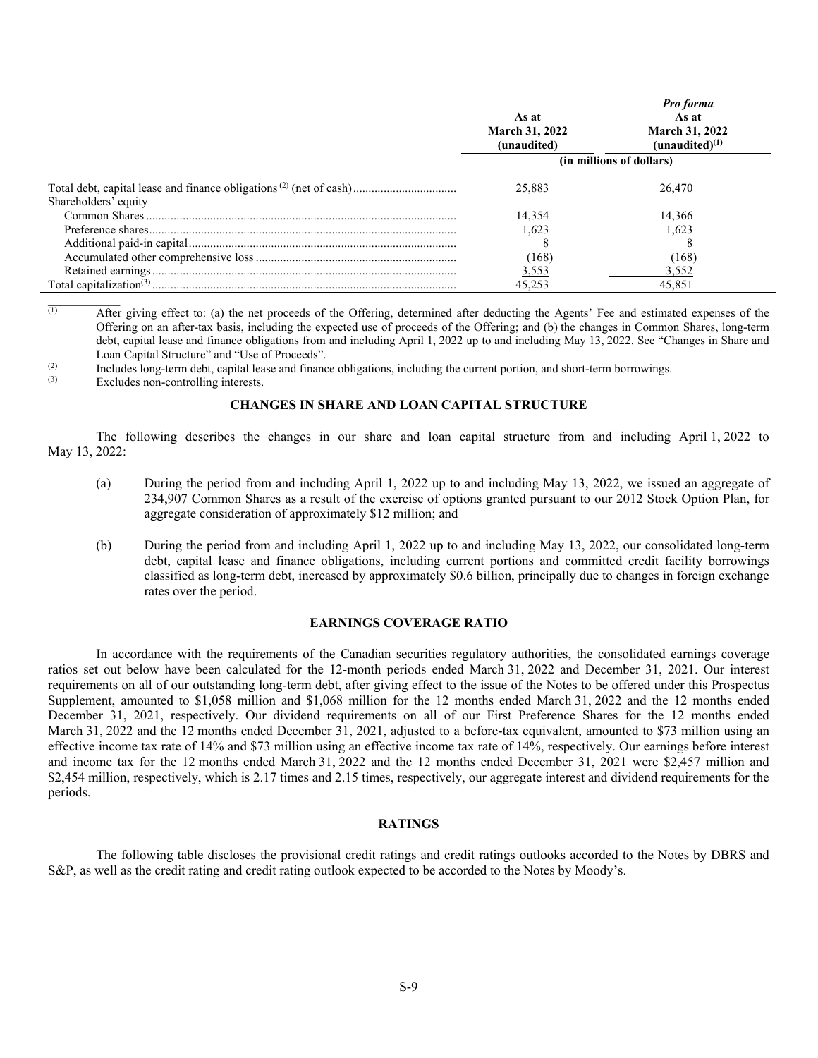| | As at March 31, 2022 (unaudited) | *Pro forma* As at March 31, 2022 (unaudited)[(1)] |
|---|---|---|
| | (in millions of dollars) | |
| Total debt, capital lease and finance obligations [(2)] (net of cash) | 25,883 | 26,470 |
| Shareholders' equity | | |
| Common Shares | 14,354 | 14,366 |
| Preference shares | 1,623 | 1,623 |
| Additional paid-in capital | 8 | 8 |
| Accumulated other comprehensive loss | (168) | (168) |
| Retained earnings | 3,553 | 3,552 |
| Total capitalization[(3)] | 45,253 | 45,851 |

(1) After giving effect to: (a) the net proceeds of the Offering, determined after deducting the Agents' Fee and estimated expenses of the Offering on an after-tax basis, including the expected use of proceeds of the Offering; and (b) the changes in Common Shares, long-term debt, capital lease and finance obligations from and including April 1, 2022 up to and including May 13, 2022. See "Changes in Share and Loan Capital Structure" and "Use of Proceeds".

(2) Includes long-term debt, capital lease and finance obligations, including the current portion, and short-term borrowings.

(3) Excludes non-controlling interests.

## CHANGES IN SHARE AND LOAN CAPITAL STRUCTURE

The following describes the changes in our share and loan capital structure from and including April 1, 2022 to May 13, 2022:

(a) During the period from and including April 1, 2022 up to and including May 13, 2022, we issued an aggregate of 234,907 Common Shares as a result of the exercise of options granted pursuant to our 2012 Stock Option Plan, for aggregate consideration of approximately $12 million; and

(b) During the period from and including April 1, 2022 up to and including May 13, 2022, our consolidated long-term debt, capital lease and finance obligations, including current portions and committed credit facility borrowings classified as long-term debt, increased by approximately $0.6 billion, principally due to changes in foreign exchange rates over the period.

## EARNINGS COVERAGE RATIO

In accordance with the requirements of the Canadian securities regulatory authorities, the consolidated earnings coverage ratios set out below have been calculated for the 12-month periods ended March 31, 2022 and December 31, 2021. Our interest requirements on all of our outstanding long-term debt, after giving effect to the issue of the Notes to be offered under this Prospectus Supplement, amounted to $1,058 million and $1,068 million for the 12 months ended March 31, 2022 and the 12 months ended December 31, 2021, respectively. Our dividend requirements on all of our First Preference Shares for the 12 months ended March 31, 2022 and the 12 months ended December 31, 2021, adjusted to a before-tax equivalent, amounted to $73 million using an effective income tax rate of 14% and $73 million using an effective income tax rate of 14%, respectively. Our earnings before interest and income tax for the 12 months ended March 31, 2022 and the 12 months ended December 31, 2021 were $2,457 million and $2,454 million, respectively, which is 2.17 times and 2.15 times, respectively, our aggregate interest and dividend requirements for the periods.

## RATINGS

The following table discloses the provisional credit ratings and credit ratings outlooks accorded to the Notes by DBRS and S&P, as well as the credit rating and credit rating outlook expected to be accorded to the Notes by Moody's.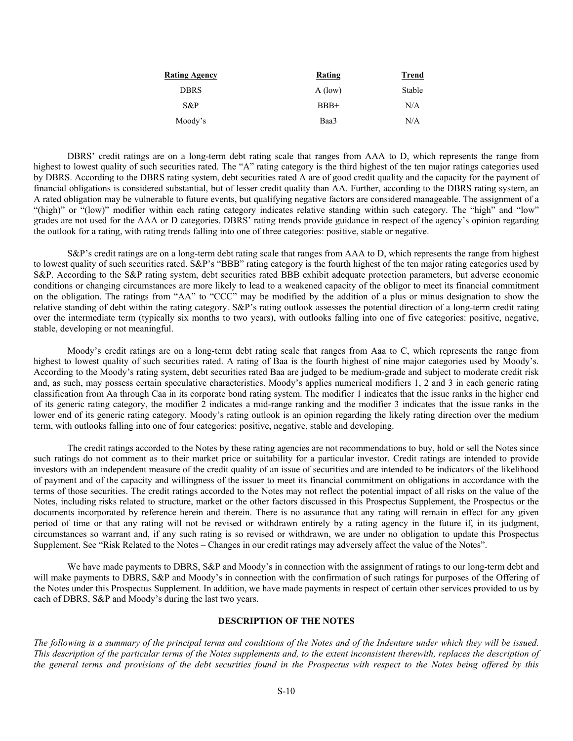| Rating Agency | Rating | Trend |
| --- | --- | --- |
| DBRS | A (low) | Stable |
| S&P | BBB+ | N/A |
| Moody's | Baa3 | N/A |

DBRS' credit ratings are on a long-term debt rating scale that ranges from AAA to D, which represents the range from highest to lowest quality of such securities rated. The "A" rating category is the third highest of the ten major ratings categories used by DBRS. According to the DBRS rating system, debt securities rated A are of good credit quality and the capacity for the payment of financial obligations is considered substantial, but of lesser credit quality than AA. Further, according to the DBRS rating system, an A rated obligation may be vulnerable to future events, but qualifying negative factors are considered manageable. The assignment of a "(high)" or "(low)" modifier within each rating category indicates relative standing within such category. The "high" and "low" grades are not used for the AAA or D categories. DBRS' rating trends provide guidance in respect of the agency's opinion regarding the outlook for a rating, with rating trends falling into one of three categories: positive, stable or negative.

S&P's credit ratings are on a long-term debt rating scale that ranges from AAA to D, which represents the range from highest to lowest quality of such securities rated. S&P's "BBB" rating category is the fourth highest of the ten major rating categories used by S&P. According to the S&P rating system, debt securities rated BBB exhibit adequate protection parameters, but adverse economic conditions or changing circumstances are more likely to lead to a weakened capacity of the obligor to meet its financial commitment on the obligation. The ratings from "AA" to "CCC" may be modified by the addition of a plus or minus designation to show the relative standing of debt within the rating category. S&P's rating outlook assesses the potential direction of a long-term credit rating over the intermediate term (typically six months to two years), with outlooks falling into one of five categories: positive, negative, stable, developing or not meaningful.

Moody's credit ratings are on a long-term debt rating scale that ranges from Aaa to C, which represents the range from highest to lowest quality of such securities rated. A rating of Baa is the fourth highest of nine major categories used by Moody's. According to the Moody's rating system, debt securities rated Baa are judged to be medium-grade and subject to moderate credit risk and, as such, may possess certain speculative characteristics. Moody's applies numerical modifiers 1, 2 and 3 in each generic rating classification from Aa through Caa in its corporate bond rating system. The modifier 1 indicates that the issue ranks in the higher end of its generic rating category, the modifier 2 indicates a mid-range ranking and the modifier 3 indicates that the issue ranks in the lower end of its generic rating category. Moody's rating outlook is an opinion regarding the likely rating direction over the medium term, with outlooks falling into one of four categories: positive, negative, stable and developing.

The credit ratings accorded to the Notes by these rating agencies are not recommendations to buy, hold or sell the Notes since such ratings do not comment as to their market price or suitability for a particular investor. Credit ratings are intended to provide investors with an independent measure of the credit quality of an issue of securities and are intended to be indicators of the likelihood of payment and of the capacity and willingness of the issuer to meet its financial commitment on obligations in accordance with the terms of those securities. The credit ratings accorded to the Notes may not reflect the potential impact of all risks on the value of the Notes, including risks related to structure, market or the other factors discussed in this Prospectus Supplement, the Prospectus or the documents incorporated by reference herein and therein. There is no assurance that any rating will remain in effect for any given period of time or that any rating will not be revised or withdrawn entirely by a rating agency in the future if, in its judgment, circumstances so warrant and, if any such rating is so revised or withdrawn, we are under no obligation to update this Prospectus Supplement. See "Risk Related to the Notes – Changes in our credit ratings may adversely affect the value of the Notes".

We have made payments to DBRS, S&P and Moody's in connection with the assignment of ratings to our long-term debt and will make payments to DBRS, S&P and Moody's in connection with the confirmation of such ratings for purposes of the Offering of the Notes under this Prospectus Supplement. In addition, we have made payments in respect of certain other services provided to us by each of DBRS, S&P and Moody's during the last two years.

## DESCRIPTION OF THE NOTES

*The following is a summary of the principal terms and conditions of the Notes and of the Indenture under which they will be issued. This description of the particular terms of the Notes supplements and, to the extent inconsistent therewith, replaces the description of the general terms and provisions of the debt securities found in the Prospectus with respect to the Notes being offered by this*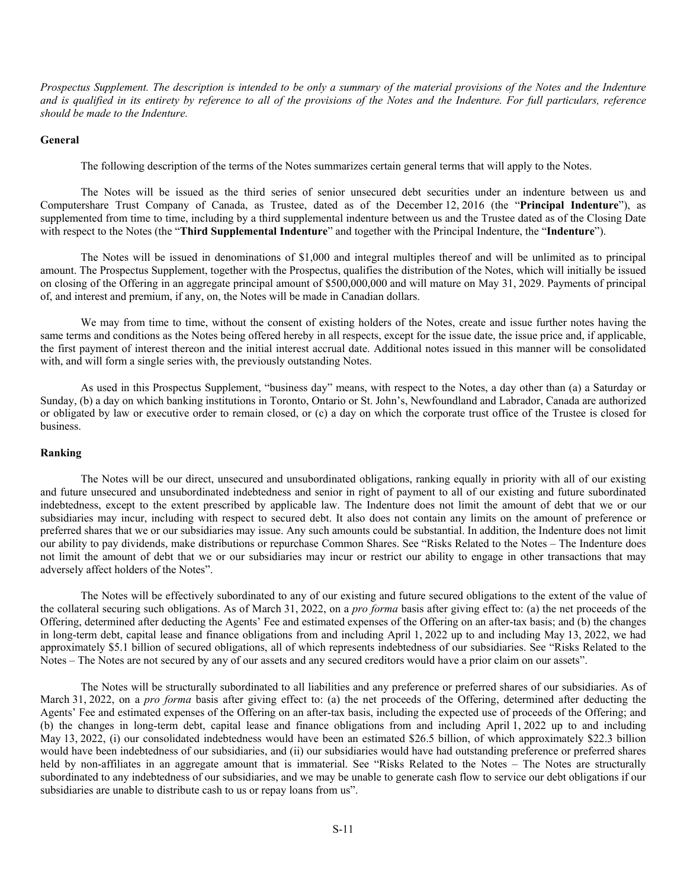*Prospectus Supplement. The description is intended to be only a summary of the material provisions of the Notes and the Indenture and is qualified in its entirety by reference to all of the provisions of the Notes and the Indenture. For full particulars, reference should be made to the Indenture.*

## General

The following description of the terms of the Notes summarizes certain general terms that will apply to the Notes.

The Notes will be issued as the third series of senior unsecured debt securities under an indenture between us and Computershare Trust Company of Canada, as Trustee, dated as of the December 12, 2016 (the "**Principal Indenture**"), as supplemented from time to time, including by a third supplemental indenture between us and the Trustee dated as of the Closing Date with respect to the Notes (the "**Third Supplemental Indenture**" and together with the Principal Indenture, the "**Indenture**").

The Notes will be issued in denominations of $1,000 and integral multiples thereof and will be unlimited as to principal amount. The Prospectus Supplement, together with the Prospectus, qualifies the distribution of the Notes, which will initially be issued on closing of the Offering in an aggregate principal amount of $500,000,000 and will mature on May 31, 2029. Payments of principal of, and interest and premium, if any, on, the Notes will be made in Canadian dollars.

We may from time to time, without the consent of existing holders of the Notes, create and issue further notes having the same terms and conditions as the Notes being offered hereby in all respects, except for the issue date, the issue price and, if applicable, the first payment of interest thereon and the initial interest accrual date. Additional notes issued in this manner will be consolidated with, and will form a single series with, the previously outstanding Notes.

As used in this Prospectus Supplement, "business day" means, with respect to the Notes, a day other than (a) a Saturday or Sunday, (b) a day on which banking institutions in Toronto, Ontario or St. John's, Newfoundland and Labrador, Canada are authorized or obligated by law or executive order to remain closed, or (c) a day on which the corporate trust office of the Trustee is closed for business.

## Ranking

The Notes will be our direct, unsecured and unsubordinated obligations, ranking equally in priority with all of our existing and future unsecured and unsubordinated indebtedness and senior in right of payment to all of our existing and future subordinated indebtedness, except to the extent prescribed by applicable law. The Indenture does not limit the amount of debt that we or our subsidiaries may incur, including with respect to secured debt. It also does not contain any limits on the amount of preference or preferred shares that we or our subsidiaries may issue. Any such amounts could be substantial. In addition, the Indenture does not limit our ability to pay dividends, make distributions or repurchase Common Shares. See "Risks Related to the Notes – The Indenture does not limit the amount of debt that we or our subsidiaries may incur or restrict our ability to engage in other transactions that may adversely affect holders of the Notes".

The Notes will be effectively subordinated to any of our existing and future secured obligations to the extent of the value of the collateral securing such obligations. As of March 31, 2022, on a *pro forma* basis after giving effect to: (a) the net proceeds of the Offering, determined after deducting the Agents' Fee and estimated expenses of the Offering on an after-tax basis; and (b) the changes in long-term debt, capital lease and finance obligations from and including April 1, 2022 up to and including May 13, 2022, we had approximately $5.1 billion of secured obligations, all of which represents indebtedness of our subsidiaries. See "Risks Related to the Notes – The Notes are not secured by any of our assets and any secured creditors would have a prior claim on our assets".

The Notes will be structurally subordinated to all liabilities and any preference or preferred shares of our subsidiaries. As of March 31, 2022, on a *pro forma* basis after giving effect to: (a) the net proceeds of the Offering, determined after deducting the Agents' Fee and estimated expenses of the Offering on an after-tax basis, including the expected use of proceeds of the Offering; and (b) the changes in long-term debt, capital lease and finance obligations from and including April 1, 2022 up to and including May 13, 2022, (i) our consolidated indebtedness would have been an estimated $26.5 billion, of which approximately $22.3 billion would have been indebtedness of our subsidiaries, and (ii) our subsidiaries would have had outstanding preference or preferred shares held by non-affiliates in an aggregate amount that is immaterial. See "Risks Related to the Notes – The Notes are structurally subordinated to any indebtedness of our subsidiaries, and we may be unable to generate cash flow to service our debt obligations if our subsidiaries are unable to distribute cash to us or repay loans from us".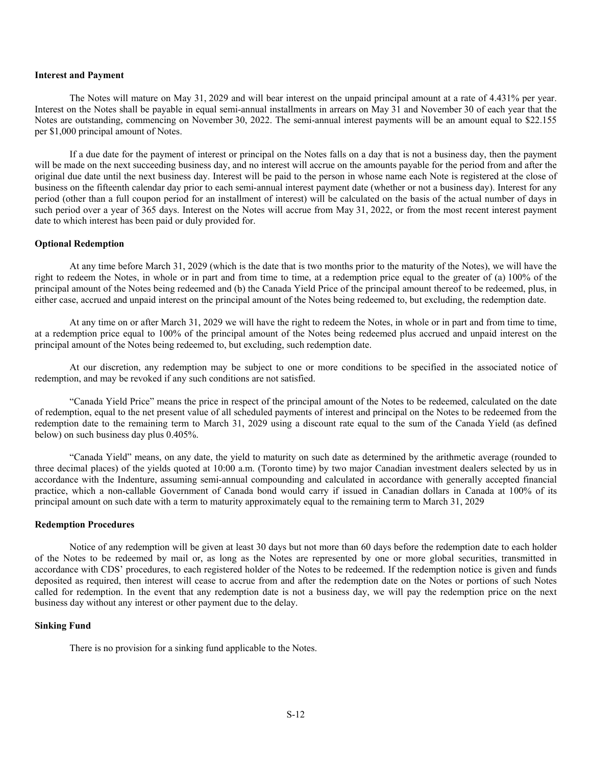**Interest and Payment**

The Notes will mature on May 31, 2029 and will bear interest on the unpaid principal amount at a rate of 4.431% per year. Interest on the Notes shall be payable in equal semi-annual installments in arrears on May 31 and November 30 of each year that the Notes are outstanding, commencing on November 30, 2022. The semi-annual interest payments will be an amount equal to $22.155 per $1,000 principal amount of Notes.

If a due date for the payment of interest or principal on the Notes falls on a day that is not a business day, then the payment will be made on the next succeeding business day, and no interest will accrue on the amounts payable for the period from and after the original due date until the next business day. Interest will be paid to the person in whose name each Note is registered at the close of business on the fifteenth calendar day prior to each semi-annual interest payment date (whether or not a business day). Interest for any period (other than a full coupon period for an installment of interest) will be calculated on the basis of the actual number of days in such period over a year of 365 days. Interest on the Notes will accrue from May 31, 2022, or from the most recent interest payment date to which interest has been paid or duly provided for.

**Optional Redemption**

At any time before March 31, 2029 (which is the date that is two months prior to the maturity of the Notes), we will have the right to redeem the Notes, in whole or in part and from time to time, at a redemption price equal to the greater of (a) 100% of the principal amount of the Notes being redeemed and (b) the Canada Yield Price of the principal amount thereof to be redeemed, plus, in either case, accrued and unpaid interest on the principal amount of the Notes being redeemed to, but excluding, the redemption date.

At any time on or after March 31, 2029 we will have the right to redeem the Notes, in whole or in part and from time to time, at a redemption price equal to 100% of the principal amount of the Notes being redeemed plus accrued and unpaid interest on the principal amount of the Notes being redeemed to, but excluding, such redemption date.

At our discretion, any redemption may be subject to one or more conditions to be specified in the associated notice of redemption, and may be revoked if any such conditions are not satisfied.

"Canada Yield Price" means the price in respect of the principal amount of the Notes to be redeemed, calculated on the date of redemption, equal to the net present value of all scheduled payments of interest and principal on the Notes to be redeemed from the redemption date to the remaining term to March 31, 2029 using a discount rate equal to the sum of the Canada Yield (as defined below) on such business day plus 0.405%.

"Canada Yield" means, on any date, the yield to maturity on such date as determined by the arithmetic average (rounded to three decimal places) of the yields quoted at 10:00 a.m. (Toronto time) by two major Canadian investment dealers selected by us in accordance with the Indenture, assuming semi-annual compounding and calculated in accordance with generally accepted financial practice, which a non-callable Government of Canada bond would carry if issued in Canadian dollars in Canada at 100% of its principal amount on such date with a term to maturity approximately equal to the remaining term to March 31, 2029

**Redemption Procedures**

Notice of any redemption will be given at least 30 days but not more than 60 days before the redemption date to each holder of the Notes to be redeemed by mail or, as long as the Notes are represented by one or more global securities, transmitted in accordance with CDS' procedures, to each registered holder of the Notes to be redeemed. If the redemption notice is given and funds deposited as required, then interest will cease to accrue from and after the redemption date on the Notes or portions of such Notes called for redemption. In the event that any redemption date is not a business day, we will pay the redemption price on the next business day without any interest or other payment due to the delay.

**Sinking Fund**

There is no provision for a sinking fund applicable to the Notes.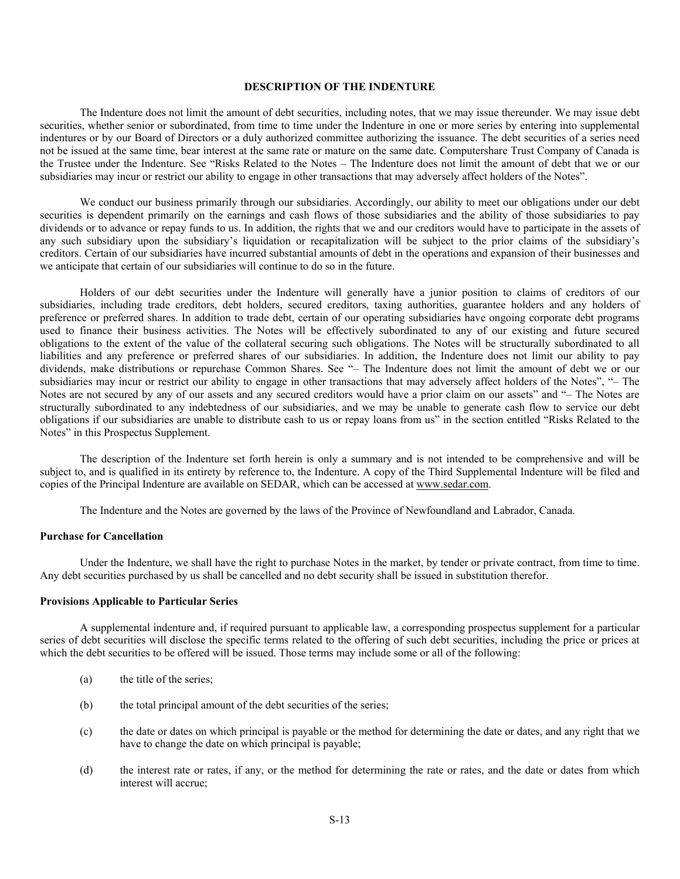## DESCRIPTION OF THE INDENTURE

The Indenture does not limit the amount of debt securities, including notes, that we may issue thereunder. We may issue debt securities, whether senior or subordinated, from time to time under the Indenture in one or more series by entering into supplemental indentures or by our Board of Directors or a duly authorized committee authorizing the issuance. The debt securities of a series need not be issued at the same time, bear interest at the same rate or mature on the same date. Computershare Trust Company of Canada is the Trustee under the Indenture. See "Risks Related to the Notes – The Indenture does not limit the amount of debt that we or our subsidiaries may incur or restrict our ability to engage in other transactions that may adversely affect holders of the Notes".

We conduct our business primarily through our subsidiaries. Accordingly, our ability to meet our obligations under our debt securities is dependent primarily on the earnings and cash flows of those subsidiaries and the ability of those subsidiaries to pay dividends or to advance or repay funds to us. In addition, the rights that we and our creditors would have to participate in the assets of any such subsidiary upon the subsidiary's liquidation or recapitalization will be subject to the prior claims of the subsidiary's creditors. Certain of our subsidiaries have incurred substantial amounts of debt in the operations and expansion of their businesses and we anticipate that certain of our subsidiaries will continue to do so in the future.

Holders of our debt securities under the Indenture will generally have a junior position to claims of creditors of our subsidiaries, including trade creditors, debt holders, secured creditors, taxing authorities, guarantee holders and any holders of preference or preferred shares. In addition to trade debt, certain of our operating subsidiaries have ongoing corporate debt programs used to finance their business activities. The Notes will be effectively subordinated to any of our existing and future secured obligations to the extent of the value of the collateral securing such obligations. The Notes will be structurally subordinated to all liabilities and any preference or preferred shares of our subsidiaries. In addition, the Indenture does not limit our ability to pay dividends, make distributions or repurchase Common Shares. See "– The Indenture does not limit the amount of debt we or our subsidiaries may incur or restrict our ability to engage in other transactions that may adversely affect holders of the Notes", "– The Notes are not secured by any of our assets and any secured creditors would have a prior claim on our assets" and "– The Notes are structurally subordinated to any indebtedness of our subsidiaries, and we may be unable to generate cash flow to service our debt obligations if our subsidiaries are unable to distribute cash to us or repay loans from us" in the section entitled "Risks Related to the Notes" in this Prospectus Supplement.

The description of the Indenture set forth herein is only a summary and is not intended to be comprehensive and will be subject to, and is qualified in its entirety by reference to, the Indenture. A copy of the Third Supplemental Indenture will be filed and copies of the Principal Indenture are available on SEDAR, which can be accessed at www.sedar.com.

The Indenture and the Notes are governed by the laws of the Province of Newfoundland and Labrador, Canada.

### Purchase for Cancellation

Under the Indenture, we shall have the right to purchase Notes in the market, by tender or private contract, from time to time. Any debt securities purchased by us shall be cancelled and no debt security shall be issued in substitution therefor.

### Provisions Applicable to Particular Series

A supplemental indenture and, if required pursuant to applicable law, a corresponding prospectus supplement for a particular series of debt securities will disclose the specific terms related to the offering of such debt securities, including the price or prices at which the debt securities to be offered will be issued. Those terms may include some or all of the following:

(a) the title of the series;

(b) the total principal amount of the debt securities of the series;

(c) the date or dates on which principal is payable or the method for determining the date or dates, and any right that we have to change the date on which principal is payable;

(d) the interest rate or rates, if any, or the method for determining the rate or rates, and the date or dates from which interest will accrue;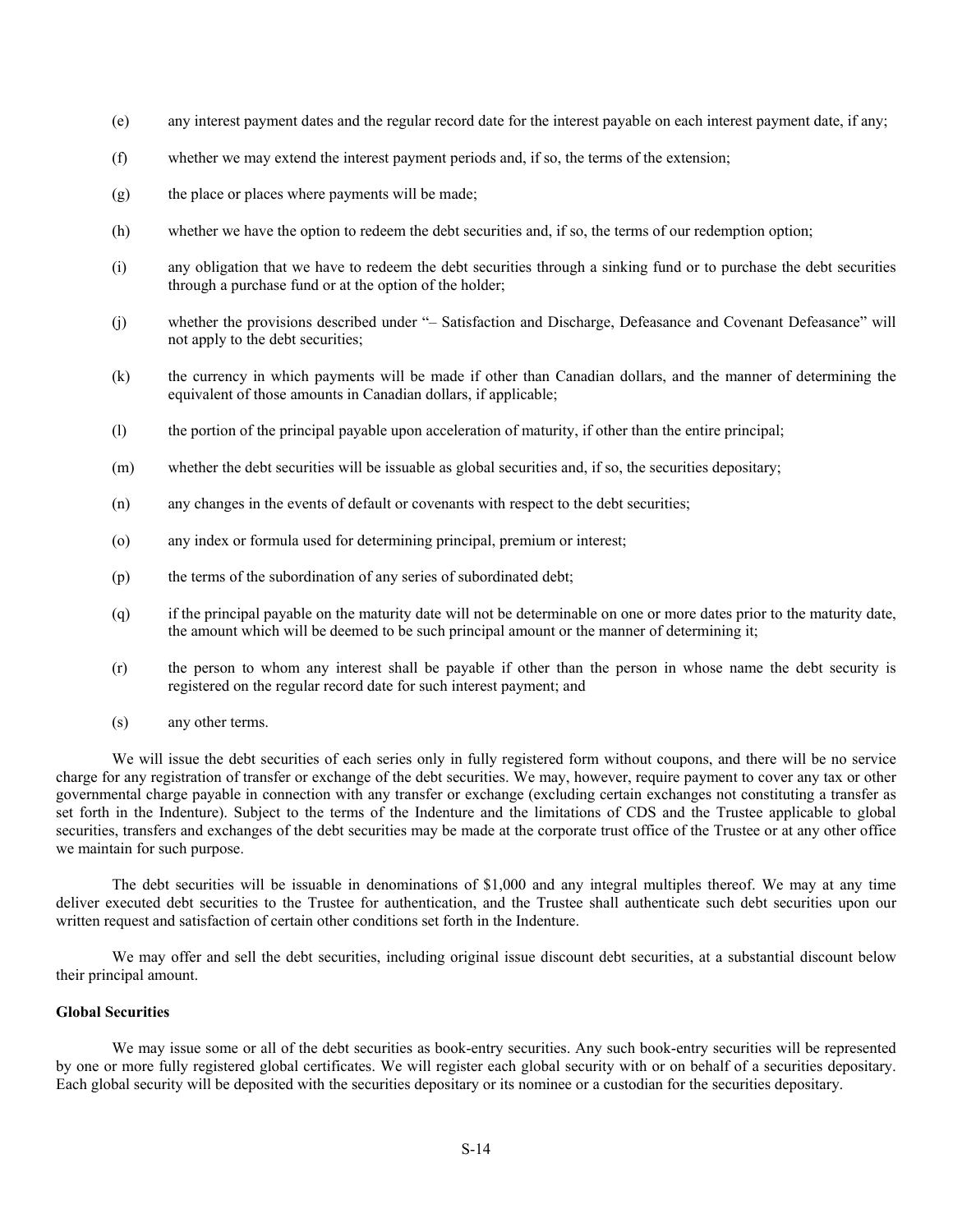(e) any interest payment dates and the regular record date for the interest payable on each interest payment date, if any;

(f) whether we may extend the interest payment periods and, if so, the terms of the extension;

(g) the place or places where payments will be made;

(h) whether we have the option to redeem the debt securities and, if so, the terms of our redemption option;

(i) any obligation that we have to redeem the debt securities through a sinking fund or to purchase the debt securities through a purchase fund or at the option of the holder;

(j) whether the provisions described under "– Satisfaction and Discharge, Defeasance and Covenant Defeasance" will not apply to the debt securities;

(k) the currency in which payments will be made if other than Canadian dollars, and the manner of determining the equivalent of those amounts in Canadian dollars, if applicable;

(l) the portion of the principal payable upon acceleration of maturity, if other than the entire principal;

(m) whether the debt securities will be issuable as global securities and, if so, the securities depositary;

(n) any changes in the events of default or covenants with respect to the debt securities;

(o) any index or formula used for determining principal, premium or interest;

(p) the terms of the subordination of any series of subordinated debt;

(q) if the principal payable on the maturity date will not be determinable on one or more dates prior to the maturity date, the amount which will be deemed to be such principal amount or the manner of determining it;

(r) the person to whom any interest shall be payable if other than the person in whose name the debt security is registered on the regular record date for such interest payment; and

(s) any other terms.

We will issue the debt securities of each series only in fully registered form without coupons, and there will be no service charge for any registration of transfer or exchange of the debt securities. We may, however, require payment to cover any tax or other governmental charge payable in connection with any transfer or exchange (excluding certain exchanges not constituting a transfer as set forth in the Indenture). Subject to the terms of the Indenture and the limitations of CDS and the Trustee applicable to global securities, transfers and exchanges of the debt securities may be made at the corporate trust office of the Trustee or at any other office we maintain for such purpose.

The debt securities will be issuable in denominations of $1,000 and any integral multiples thereof. We may at any time deliver executed debt securities to the Trustee for authentication, and the Trustee shall authenticate such debt securities upon our written request and satisfaction of certain other conditions set forth in the Indenture.

We may offer and sell the debt securities, including original issue discount debt securities, at a substantial discount below their principal amount.

**Global Securities**

We may issue some or all of the debt securities as book-entry securities. Any such book-entry securities will be represented by one or more fully registered global certificates. We will register each global security with or on behalf of a securities depositary. Each global security will be deposited with the securities depositary or its nominee or a custodian for the securities depositary.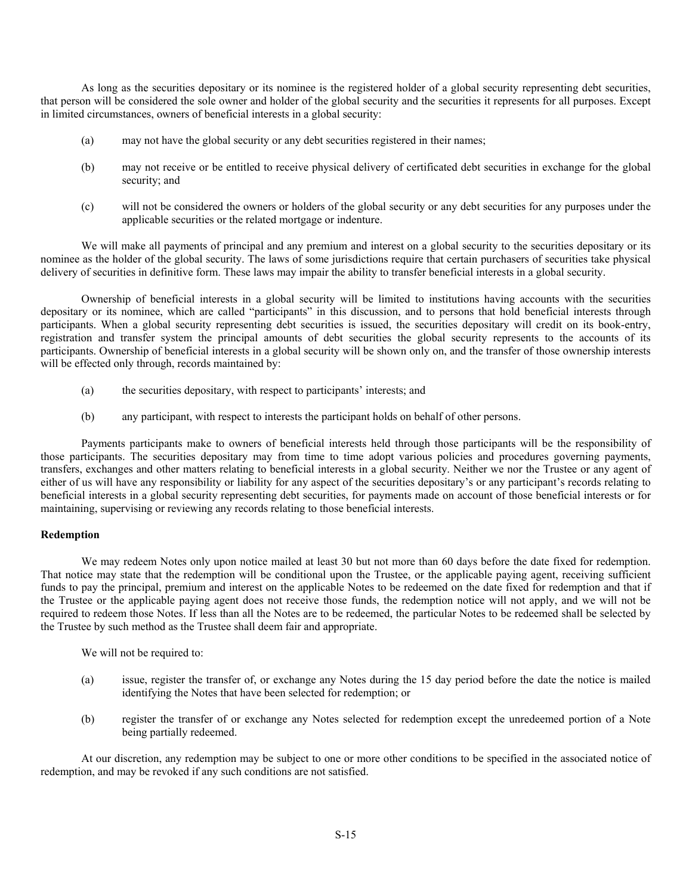As long as the securities depositary or its nominee is the registered holder of a global security representing debt securities, that person will be considered the sole owner and holder of the global security and the securities it represents for all purposes. Except in limited circumstances, owners of beneficial interests in a global security:

(a) may not have the global security or any debt securities registered in their names;

(b) may not receive or be entitled to receive physical delivery of certificated debt securities in exchange for the global security; and

(c) will not be considered the owners or holders of the global security or any debt securities for any purposes under the applicable securities or the related mortgage or indenture.

We will make all payments of principal and any premium and interest on a global security to the securities depositary or its nominee as the holder of the global security. The laws of some jurisdictions require that certain purchasers of securities take physical delivery of securities in definitive form. These laws may impair the ability to transfer beneficial interests in a global security.

Ownership of beneficial interests in a global security will be limited to institutions having accounts with the securities depositary or its nominee, which are called "participants" in this discussion, and to persons that hold beneficial interests through participants. When a global security representing debt securities is issued, the securities depositary will credit on its book-entry, registration and transfer system the principal amounts of debt securities the global security represents to the accounts of its participants. Ownership of beneficial interests in a global security will be shown only on, and the transfer of those ownership interests will be effected only through, records maintained by:

(a) the securities depositary, with respect to participants' interests; and

(b) any participant, with respect to interests the participant holds on behalf of other persons.

Payments participants make to owners of beneficial interests held through those participants will be the responsibility of those participants. The securities depositary may from time to time adopt various policies and procedures governing payments, transfers, exchanges and other matters relating to beneficial interests in a global security. Neither we nor the Trustee or any agent of either of us will have any responsibility or liability for any aspect of the securities depositary's or any participant's records relating to beneficial interests in a global security representing debt securities, for payments made on account of those beneficial interests or for maintaining, supervising or reviewing any records relating to those beneficial interests.

**Redemption**

We may redeem Notes only upon notice mailed at least 30 but not more than 60 days before the date fixed for redemption. That notice may state that the redemption will be conditional upon the Trustee, or the applicable paying agent, receiving sufficient funds to pay the principal, premium and interest on the applicable Notes to be redeemed on the date fixed for redemption and that if the Trustee or the applicable paying agent does not receive those funds, the redemption notice will not apply, and we will not be required to redeem those Notes. If less than all the Notes are to be redeemed, the particular Notes to be redeemed shall be selected by the Trustee by such method as the Trustee shall deem fair and appropriate.

We will not be required to:

(a) issue, register the transfer of, or exchange any Notes during the 15 day period before the date the notice is mailed identifying the Notes that have been selected for redemption; or

(b) register the transfer of or exchange any Notes selected for redemption except the unredeemed portion of a Note being partially redeemed.

At our discretion, any redemption may be subject to one or more other conditions to be specified in the associated notice of redemption, and may be revoked if any such conditions are not satisfied.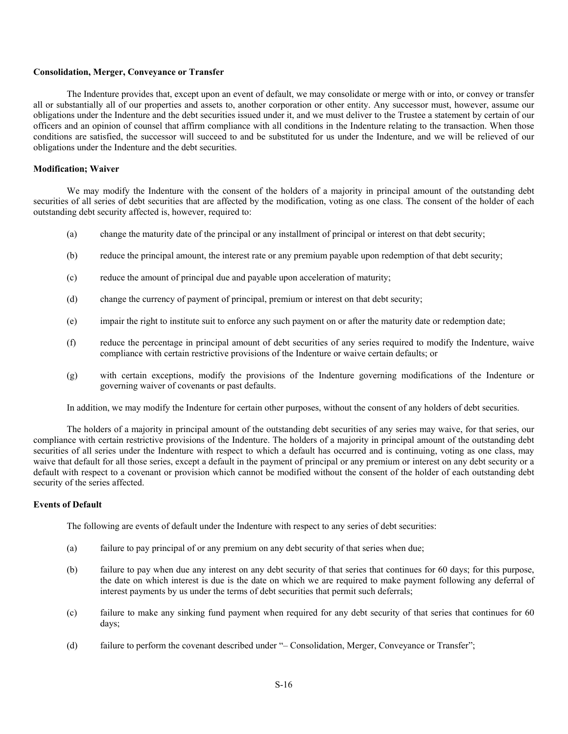**Consolidation, Merger, Conveyance or Transfer**

The Indenture provides that, except upon an event of default, we may consolidate or merge with or into, or convey or transfer all or substantially all of our properties and assets to, another corporation or other entity. Any successor must, however, assume our obligations under the Indenture and the debt securities issued under it, and we must deliver to the Trustee a statement by certain of our officers and an opinion of counsel that affirm compliance with all conditions in the Indenture relating to the transaction. When those conditions are satisfied, the successor will succeed to and be substituted for us under the Indenture, and we will be relieved of our obligations under the Indenture and the debt securities.

**Modification; Waiver**

We may modify the Indenture with the consent of the holders of a majority in principal amount of the outstanding debt securities of all series of debt securities that are affected by the modification, voting as one class. The consent of the holder of each outstanding debt security affected is, however, required to:

(a) change the maturity date of the principal or any installment of principal or interest on that debt security;

(b) reduce the principal amount, the interest rate or any premium payable upon redemption of that debt security;

(c) reduce the amount of principal due and payable upon acceleration of maturity;

(d) change the currency of payment of principal, premium or interest on that debt security;

(e) impair the right to institute suit to enforce any such payment on or after the maturity date or redemption date;

(f) reduce the percentage in principal amount of debt securities of any series required to modify the Indenture, waive compliance with certain restrictive provisions of the Indenture or waive certain defaults; or

(g) with certain exceptions, modify the provisions of the Indenture governing modifications of the Indenture or governing waiver of covenants or past defaults.

In addition, we may modify the Indenture for certain other purposes, without the consent of any holders of debt securities.

The holders of a majority in principal amount of the outstanding debt securities of any series may waive, for that series, our compliance with certain restrictive provisions of the Indenture. The holders of a majority in principal amount of the outstanding debt securities of all series under the Indenture with respect to which a default has occurred and is continuing, voting as one class, may waive that default for all those series, except a default in the payment of principal or any premium or interest on any debt security or a default with respect to a covenant or provision which cannot be modified without the consent of the holder of each outstanding debt security of the series affected.

**Events of Default**

The following are events of default under the Indenture with respect to any series of debt securities:

(a) failure to pay principal of or any premium on any debt security of that series when due;

(b) failure to pay when due any interest on any debt security of that series that continues for 60 days; for this purpose, the date on which interest is due is the date on which we are required to make payment following any deferral of interest payments by us under the terms of debt securities that permit such deferrals;

(c) failure to make any sinking fund payment when required for any debt security of that series that continues for 60 days;

(d) failure to perform the covenant described under "– Consolidation, Merger, Conveyance or Transfer";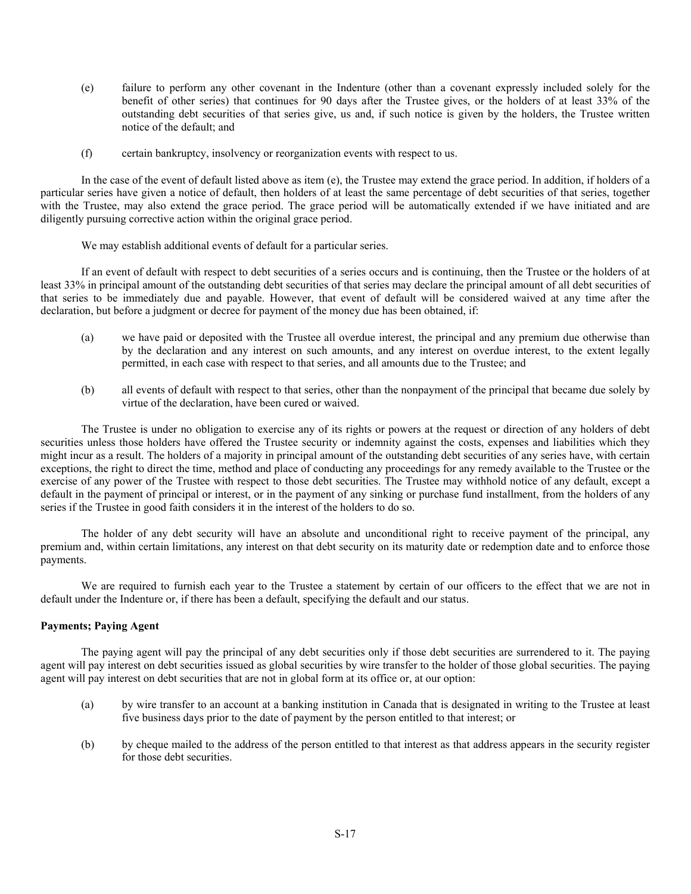(e) failure to perform any other covenant in the Indenture (other than a covenant expressly included solely for the benefit of other series) that continues for 90 days after the Trustee gives, or the holders of at least 33% of the outstanding debt securities of that series give, us and, if such notice is given by the holders, the Trustee written notice of the default; and

(f) certain bankruptcy, insolvency or reorganization events with respect to us.

In the case of the event of default listed above as item (e), the Trustee may extend the grace period. In addition, if holders of a particular series have given a notice of default, then holders of at least the same percentage of debt securities of that series, together with the Trustee, may also extend the grace period. The grace period will be automatically extended if we have initiated and are diligently pursuing corrective action within the original grace period.

We may establish additional events of default for a particular series.

If an event of default with respect to debt securities of a series occurs and is continuing, then the Trustee or the holders of at least 33% in principal amount of the outstanding debt securities of that series may declare the principal amount of all debt securities of that series to be immediately due and payable. However, that event of default will be considered waived at any time after the declaration, but before a judgment or decree for payment of the money due has been obtained, if:

(a) we have paid or deposited with the Trustee all overdue interest, the principal and any premium due otherwise than by the declaration and any interest on such amounts, and any interest on overdue interest, to the extent legally permitted, in each case with respect to that series, and all amounts due to the Trustee; and

(b) all events of default with respect to that series, other than the nonpayment of the principal that became due solely by virtue of the declaration, have been cured or waived.

The Trustee is under no obligation to exercise any of its rights or powers at the request or direction of any holders of debt securities unless those holders have offered the Trustee security or indemnity against the costs, expenses and liabilities which they might incur as a result. The holders of a majority in principal amount of the outstanding debt securities of any series have, with certain exceptions, the right to direct the time, method and place of conducting any proceedings for any remedy available to the Trustee or the exercise of any power of the Trustee with respect to those debt securities. The Trustee may withhold notice of any default, except a default in the payment of principal or interest, or in the payment of any sinking or purchase fund installment, from the holders of any series if the Trustee in good faith considers it in the interest of the holders to do so.

The holder of any debt security will have an absolute and unconditional right to receive payment of the principal, any premium and, within certain limitations, any interest on that debt security on its maturity date or redemption date and to enforce those payments.

We are required to furnish each year to the Trustee a statement by certain of our officers to the effect that we are not in default under the Indenture or, if there has been a default, specifying the default and our status.

**Payments; Paying Agent**

The paying agent will pay the principal of any debt securities only if those debt securities are surrendered to it. The paying agent will pay interest on debt securities issued as global securities by wire transfer to the holder of those global securities. The paying agent will pay interest on debt securities that are not in global form at its office or, at our option:

(a) by wire transfer to an account at a banking institution in Canada that is designated in writing to the Trustee at least five business days prior to the date of payment by the person entitled to that interest; or

(b) by cheque mailed to the address of the person entitled to that interest as that address appears in the security register for those debt securities.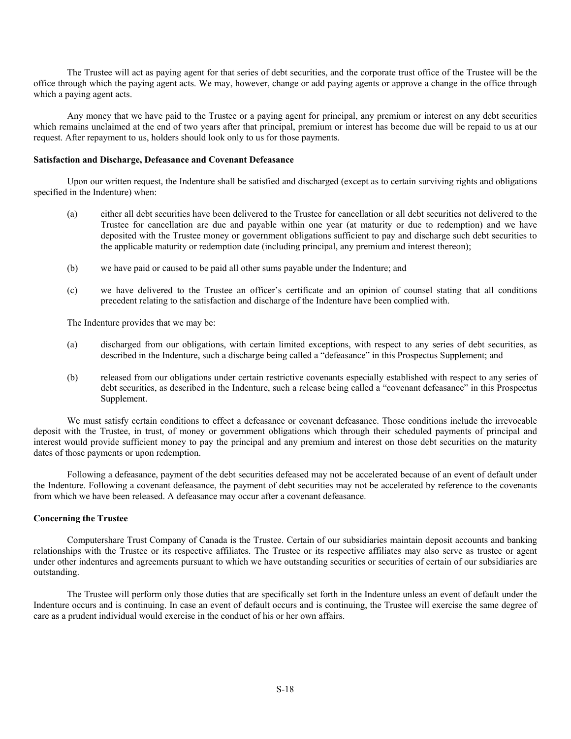The Trustee will act as paying agent for that series of debt securities, and the corporate trust office of the Trustee will be the office through which the paying agent acts. We may, however, change or add paying agents or approve a change in the office through which a paying agent acts.

Any money that we have paid to the Trustee or a paying agent for principal, any premium or interest on any debt securities which remains unclaimed at the end of two years after that principal, premium or interest has become due will be repaid to us at our request. After repayment to us, holders should look only to us for those payments.

**Satisfaction and Discharge, Defeasance and Covenant Defeasance**

Upon our written request, the Indenture shall be satisfied and discharged (except as to certain surviving rights and obligations specified in the Indenture) when:

(a) either all debt securities have been delivered to the Trustee for cancellation or all debt securities not delivered to the Trustee for cancellation are due and payable within one year (at maturity or due to redemption) and we have deposited with the Trustee money or government obligations sufficient to pay and discharge such debt securities to the applicable maturity or redemption date (including principal, any premium and interest thereon);

(b) we have paid or caused to be paid all other sums payable under the Indenture; and

(c) we have delivered to the Trustee an officer's certificate and an opinion of counsel stating that all conditions precedent relating to the satisfaction and discharge of the Indenture have been complied with.

The Indenture provides that we may be:

(a) discharged from our obligations, with certain limited exceptions, with respect to any series of debt securities, as described in the Indenture, such a discharge being called a "defeasance" in this Prospectus Supplement; and

(b) released from our obligations under certain restrictive covenants especially established with respect to any series of debt securities, as described in the Indenture, such a release being called a "covenant defeasance" in this Prospectus Supplement.

We must satisfy certain conditions to effect a defeasance or covenant defeasance. Those conditions include the irrevocable deposit with the Trustee, in trust, of money or government obligations which through their scheduled payments of principal and interest would provide sufficient money to pay the principal and any premium and interest on those debt securities on the maturity dates of those payments or upon redemption.

Following a defeasance, payment of the debt securities defeased may not be accelerated because of an event of default under the Indenture. Following a covenant defeasance, the payment of debt securities may not be accelerated by reference to the covenants from which we have been released. A defeasance may occur after a covenant defeasance.

**Concerning the Trustee**

Computershare Trust Company of Canada is the Trustee. Certain of our subsidiaries maintain deposit accounts and banking relationships with the Trustee or its respective affiliates. The Trustee or its respective affiliates may also serve as trustee or agent under other indentures and agreements pursuant to which we have outstanding securities or securities of certain of our subsidiaries are outstanding.

The Trustee will perform only those duties that are specifically set forth in the Indenture unless an event of default under the Indenture occurs and is continuing. In case an event of default occurs and is continuing, the Trustee will exercise the same degree of care as a prudent individual would exercise in the conduct of his or her own affairs.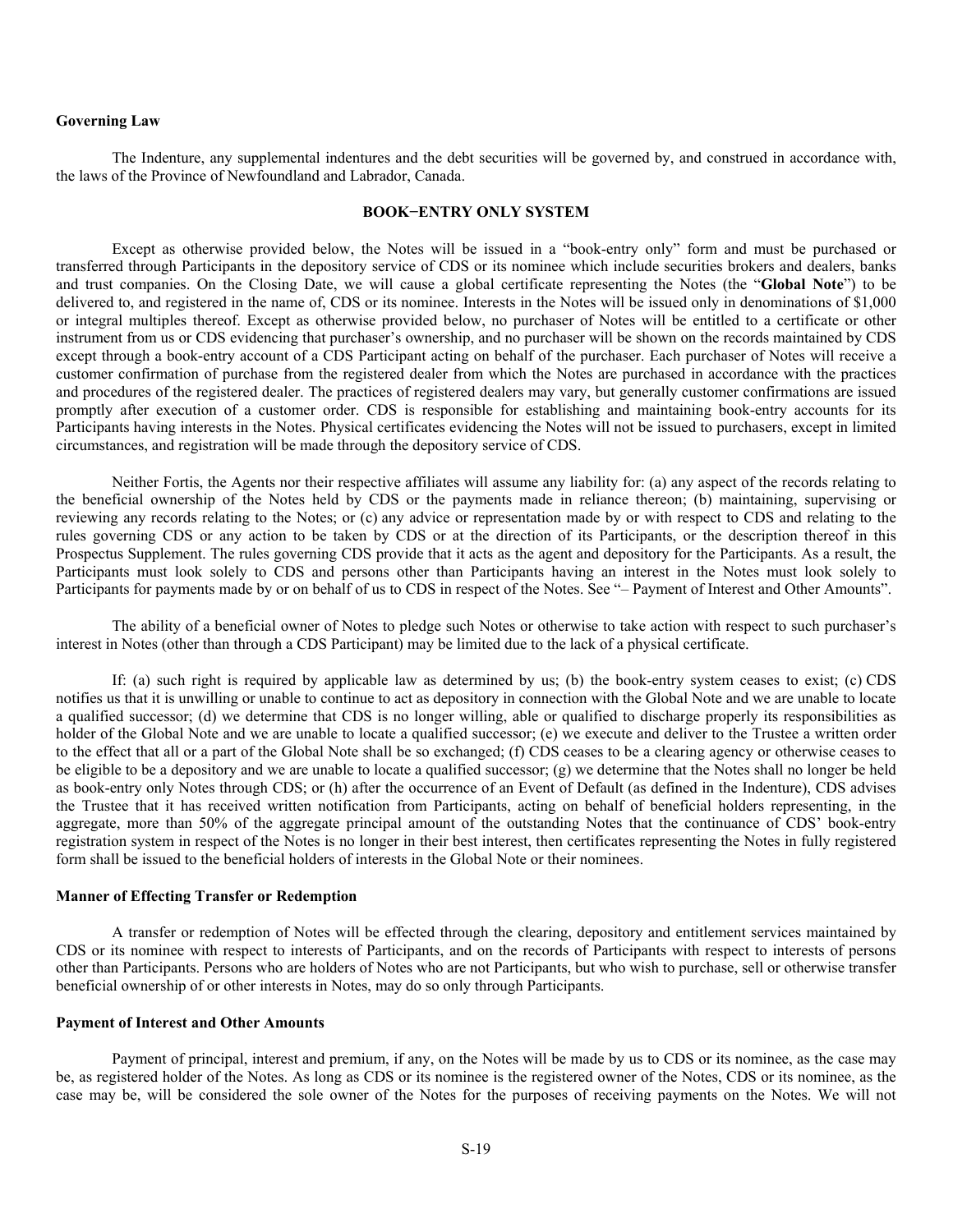### Governing Law

The Indenture, any supplemental indentures and the debt securities will be governed by, and construed in accordance with, the laws of the Province of Newfoundland and Labrador, Canada.

## BOOK–ENTRY ONLY SYSTEM

Except as otherwise provided below, the Notes will be issued in a "book-entry only" form and must be purchased or transferred through Participants in the depository service of CDS or its nominee which include securities brokers and dealers, banks and trust companies. On the Closing Date, we will cause a global certificate representing the Notes (the "**Global Note**") to be delivered to, and registered in the name of, CDS or its nominee. Interests in the Notes will be issued only in denominations of $1,000 or integral multiples thereof. Except as otherwise provided below, no purchaser of Notes will be entitled to a certificate or other instrument from us or CDS evidencing that purchaser's ownership, and no purchaser will be shown on the records maintained by CDS except through a book-entry account of a CDS Participant acting on behalf of the purchaser. Each purchaser of Notes will receive a customer confirmation of purchase from the registered dealer from which the Notes are purchased in accordance with the practices and procedures of the registered dealer. The practices of registered dealers may vary, but generally customer confirmations are issued promptly after execution of a customer order. CDS is responsible for establishing and maintaining book-entry accounts for its Participants having interests in the Notes. Physical certificates evidencing the Notes will not be issued to purchasers, except in limited circumstances, and registration will be made through the depository service of CDS.

Neither Fortis, the Agents nor their respective affiliates will assume any liability for: (a) any aspect of the records relating to the beneficial ownership of the Notes held by CDS or the payments made in reliance thereon; (b) maintaining, supervising or reviewing any records relating to the Notes; or (c) any advice or representation made by or with respect to CDS and relating to the rules governing CDS or any action to be taken by CDS or at the direction of its Participants, or the description thereof in this Prospectus Supplement. The rules governing CDS provide that it acts as the agent and depository for the Participants. As a result, the Participants must look solely to CDS and persons other than Participants having an interest in the Notes must look solely to Participants for payments made by or on behalf of us to CDS in respect of the Notes. See "– Payment of Interest and Other Amounts".

The ability of a beneficial owner of Notes to pledge such Notes or otherwise to take action with respect to such purchaser's interest in Notes (other than through a CDS Participant) may be limited due to the lack of a physical certificate.

If: (a) such right is required by applicable law as determined by us; (b) the book-entry system ceases to exist; (c) CDS notifies us that it is unwilling or unable to continue to act as depository in connection with the Global Note and we are unable to locate a qualified successor; (d) we determine that CDS is no longer willing, able or qualified to discharge properly its responsibilities as holder of the Global Note and we are unable to locate a qualified successor; (e) we execute and deliver to the Trustee a written order to the effect that all or a part of the Global Note shall be so exchanged; (f) CDS ceases to be a clearing agency or otherwise ceases to be eligible to be a depository and we are unable to locate a qualified successor; (g) we determine that the Notes shall no longer be held as book-entry only Notes through CDS; or (h) after the occurrence of an Event of Default (as defined in the Indenture), CDS advises the Trustee that it has received written notification from Participants, acting on behalf of beneficial holders representing, in the aggregate, more than 50% of the aggregate principal amount of the outstanding Notes that the continuance of CDS' book-entry registration system in respect of the Notes is no longer in their best interest, then certificates representing the Notes in fully registered form shall be issued to the beneficial holders of interests in the Global Note or their nominees.

### Manner of Effecting Transfer or Redemption

A transfer or redemption of Notes will be effected through the clearing, depository and entitlement services maintained by CDS or its nominee with respect to interests of Participants, and on the records of Participants with respect to interests of persons other than Participants. Persons who are holders of Notes who are not Participants, but who wish to purchase, sell or otherwise transfer beneficial ownership of or other interests in Notes, may do so only through Participants.

### Payment of Interest and Other Amounts

Payment of principal, interest and premium, if any, on the Notes will be made by us to CDS or its nominee, as the case may be, as registered holder of the Notes. As long as CDS or its nominee is the registered owner of the Notes, CDS or its nominee, as the case may be, will be considered the sole owner of the Notes for the purposes of receiving payments on the Notes. We will not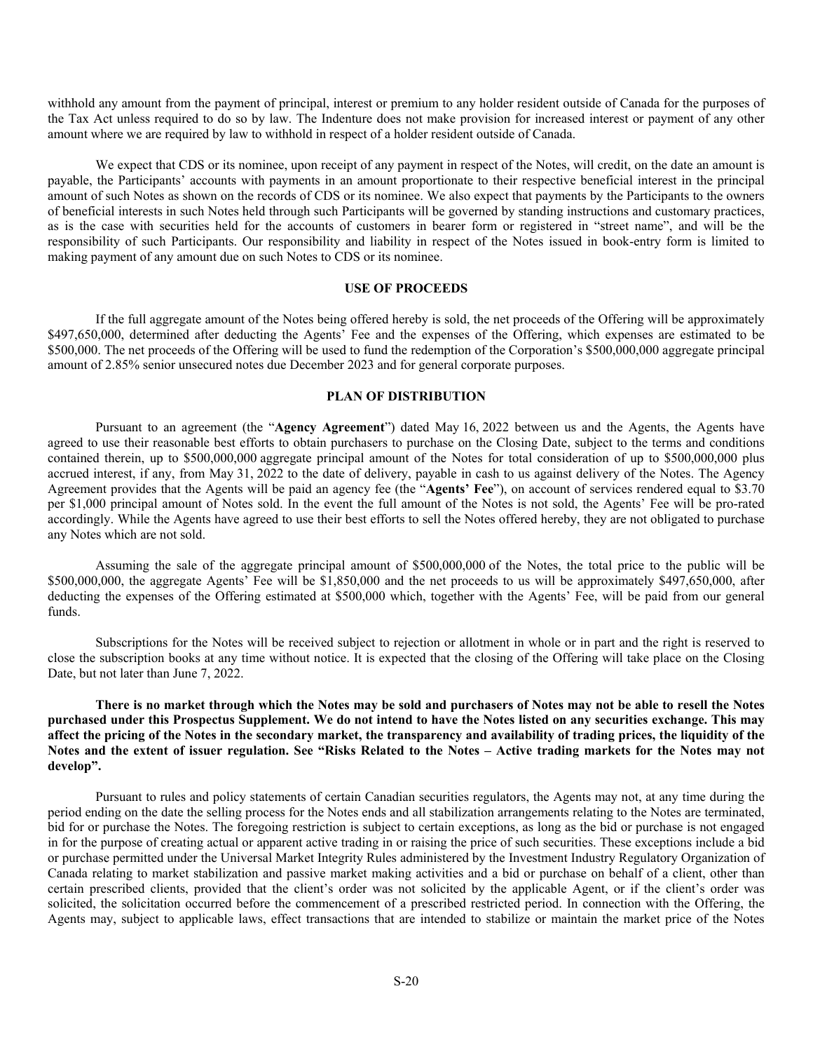withhold any amount from the payment of principal, interest or premium to any holder resident outside of Canada for the purposes of the Tax Act unless required to do so by law. The Indenture does not make provision for increased interest or payment of any other amount where we are required by law to withhold in respect of a holder resident outside of Canada.

We expect that CDS or its nominee, upon receipt of any payment in respect of the Notes, will credit, on the date an amount is payable, the Participants' accounts with payments in an amount proportionate to their respective beneficial interest in the principal amount of such Notes as shown on the records of CDS or its nominee. We also expect that payments by the Participants to the owners of beneficial interests in such Notes held through such Participants will be governed by standing instructions and customary practices, as is the case with securities held for the accounts of customers in bearer form or registered in "street name", and will be the responsibility of such Participants. Our responsibility and liability in respect of the Notes issued in book-entry form is limited to making payment of any amount due on such Notes to CDS or its nominee.

## USE OF PROCEEDS

If the full aggregate amount of the Notes being offered hereby is sold, the net proceeds of the Offering will be approximately \$497,650,000, determined after deducting the Agents' Fee and the expenses of the Offering, which expenses are estimated to be \$500,000. The net proceeds of the Offering will be used to fund the redemption of the Corporation's \$500,000,000 aggregate principal amount of 2.85% senior unsecured notes due December 2023 and for general corporate purposes.

## PLAN OF DISTRIBUTION

Pursuant to an agreement (the "**Agency Agreement**") dated May 16, 2022 between us and the Agents, the Agents have agreed to use their reasonable best efforts to obtain purchasers to purchase on the Closing Date, subject to the terms and conditions contained therein, up to \$500,000,000 aggregate principal amount of the Notes for total consideration of up to \$500,000,000 plus accrued interest, if any, from May 31, 2022 to the date of delivery, payable in cash to us against delivery of the Notes. The Agency Agreement provides that the Agents will be paid an agency fee (the "**Agents' Fee**"), on account of services rendered equal to \$3.70 per \$1,000 principal amount of Notes sold. In the event the full amount of the Notes is not sold, the Agents' Fee will be pro-rated accordingly. While the Agents have agreed to use their best efforts to sell the Notes offered hereby, they are not obligated to purchase any Notes which are not sold.

Assuming the sale of the aggregate principal amount of \$500,000,000 of the Notes, the total price to the public will be \$500,000,000, the aggregate Agents' Fee will be \$1,850,000 and the net proceeds to us will be approximately \$497,650,000, after deducting the expenses of the Offering estimated at \$500,000 which, together with the Agents' Fee, will be paid from our general funds.

Subscriptions for the Notes will be received subject to rejection or allotment in whole or in part and the right is reserved to close the subscription books at any time without notice. It is expected that the closing of the Offering will take place on the Closing Date, but not later than June 7, 2022.

**There is no market through which the Notes may be sold and purchasers of Notes may not be able to resell the Notes purchased under this Prospectus Supplement. We do not intend to have the Notes listed on any securities exchange. This may affect the pricing of the Notes in the secondary market, the transparency and availability of trading prices, the liquidity of the Notes and the extent of issuer regulation. See "Risks Related to the Notes – Active trading markets for the Notes may not develop".**

Pursuant to rules and policy statements of certain Canadian securities regulators, the Agents may not, at any time during the period ending on the date the selling process for the Notes ends and all stabilization arrangements relating to the Notes are terminated, bid for or purchase the Notes. The foregoing restriction is subject to certain exceptions, as long as the bid or purchase is not engaged in for the purpose of creating actual or apparent active trading in or raising the price of such securities. These exceptions include a bid or purchase permitted under the Universal Market Integrity Rules administered by the Investment Industry Regulatory Organization of Canada relating to market stabilization and passive market making activities and a bid or purchase on behalf of a client, other than certain prescribed clients, provided that the client's order was not solicited by the applicable Agent, or if the client's order was solicited, the solicitation occurred before the commencement of a prescribed restricted period. In connection with the Offering, the Agents may, subject to applicable laws, effect transactions that are intended to stabilize or maintain the market price of the Notes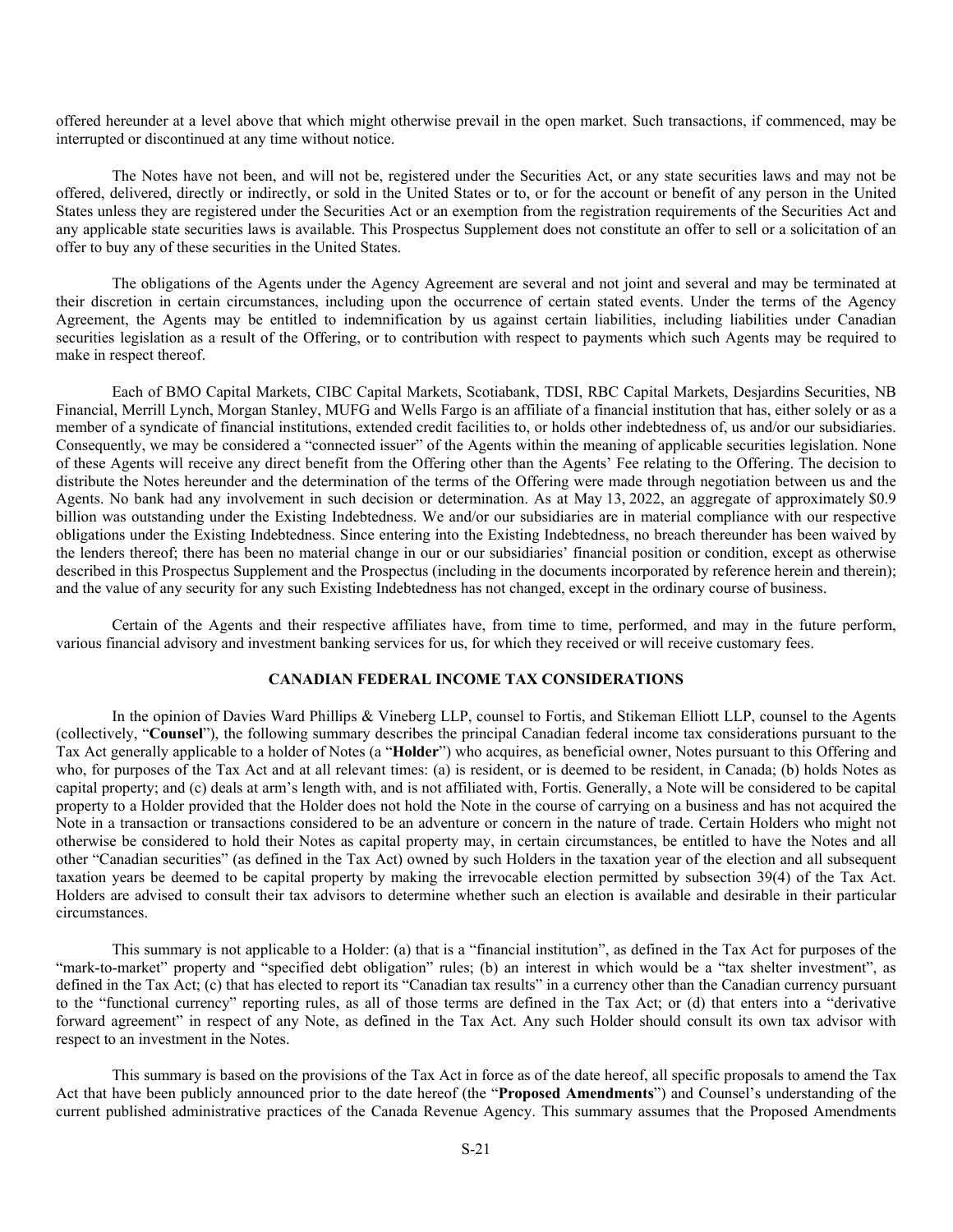offered hereunder at a level above that which might otherwise prevail in the open market. Such transactions, if commenced, may be interrupted or discontinued at any time without notice.

The Notes have not been, and will not be, registered under the Securities Act, or any state securities laws and may not be offered, delivered, directly or indirectly, or sold in the United States or to, or for the account or benefit of any person in the United States unless they are registered under the Securities Act or an exemption from the registration requirements of the Securities Act and any applicable state securities laws is available. This Prospectus Supplement does not constitute an offer to sell or a solicitation of an offer to buy any of these securities in the United States.

The obligations of the Agents under the Agency Agreement are several and not joint and several and may be terminated at their discretion in certain circumstances, including upon the occurrence of certain stated events. Under the terms of the Agency Agreement, the Agents may be entitled to indemnification by us against certain liabilities, including liabilities under Canadian securities legislation as a result of the Offering, or to contribution with respect to payments which such Agents may be required to make in respect thereof.

Each of BMO Capital Markets, CIBC Capital Markets, Scotiabank, TDSI, RBC Capital Markets, Desjardins Securities, NB Financial, Merrill Lynch, Morgan Stanley, MUFG and Wells Fargo is an affiliate of a financial institution that has, either solely or as a member of a syndicate of financial institutions, extended credit facilities to, or holds other indebtedness of, us and/or our subsidiaries. Consequently, we may be considered a "connected issuer" of the Agents within the meaning of applicable securities legislation. None of these Agents will receive any direct benefit from the Offering other than the Agents' Fee relating to the Offering. The decision to distribute the Notes hereunder and the determination of the terms of the Offering were made through negotiation between us and the Agents. No bank had any involvement in such decision or determination. As at May 13, 2022, an aggregate of approximately $0.9 billion was outstanding under the Existing Indebtedness. We and/or our subsidiaries are in material compliance with our respective obligations under the Existing Indebtedness. Since entering into the Existing Indebtedness, no breach thereunder has been waived by the lenders thereof; there has been no material change in our or our subsidiaries' financial position or condition, except as otherwise described in this Prospectus Supplement and the Prospectus (including in the documents incorporated by reference herein and therein); and the value of any security for any such Existing Indebtedness has not changed, except in the ordinary course of business.

Certain of the Agents and their respective affiliates have, from time to time, performed, and may in the future perform, various financial advisory and investment banking services for us, for which they received or will receive customary fees.

## CANADIAN FEDERAL INCOME TAX CONSIDERATIONS

In the opinion of Davies Ward Phillips & Vineberg LLP, counsel to Fortis, and Stikeman Elliott LLP, counsel to the Agents (collectively, "**Counsel**"), the following summary describes the principal Canadian federal income tax considerations pursuant to the Tax Act generally applicable to a holder of Notes (a "**Holder**") who acquires, as beneficial owner, Notes pursuant to this Offering and who, for purposes of the Tax Act and at all relevant times: (a) is resident, or is deemed to be resident, in Canada; (b) holds Notes as capital property; and (c) deals at arm's length with, and is not affiliated with, Fortis. Generally, a Note will be considered to be capital property to a Holder provided that the Holder does not hold the Note in the course of carrying on a business and has not acquired the Note in a transaction or transactions considered to be an adventure or concern in the nature of trade. Certain Holders who might not otherwise be considered to hold their Notes as capital property may, in certain circumstances, be entitled to have the Notes and all other "Canadian securities" (as defined in the Tax Act) owned by such Holders in the taxation year of the election and all subsequent taxation years be deemed to be capital property by making the irrevocable election permitted by subsection 39(4) of the Tax Act. Holders are advised to consult their tax advisors to determine whether such an election is available and desirable in their particular circumstances.

This summary is not applicable to a Holder: (a) that is a "financial institution", as defined in the Tax Act for purposes of the "mark-to-market" property and "specified debt obligation" rules; (b) an interest in which would be a "tax shelter investment", as defined in the Tax Act; (c) that has elected to report its "Canadian tax results" in a currency other than the Canadian currency pursuant to the "functional currency" reporting rules, as all of those terms are defined in the Tax Act; or (d) that enters into a "derivative forward agreement" in respect of any Note, as defined in the Tax Act. Any such Holder should consult its own tax advisor with respect to an investment in the Notes.

This summary is based on the provisions of the Tax Act in force as of the date hereof, all specific proposals to amend the Tax Act that have been publicly announced prior to the date hereof (the "**Proposed Amendments**") and Counsel's understanding of the current published administrative practices of the Canada Revenue Agency. This summary assumes that the Proposed Amendments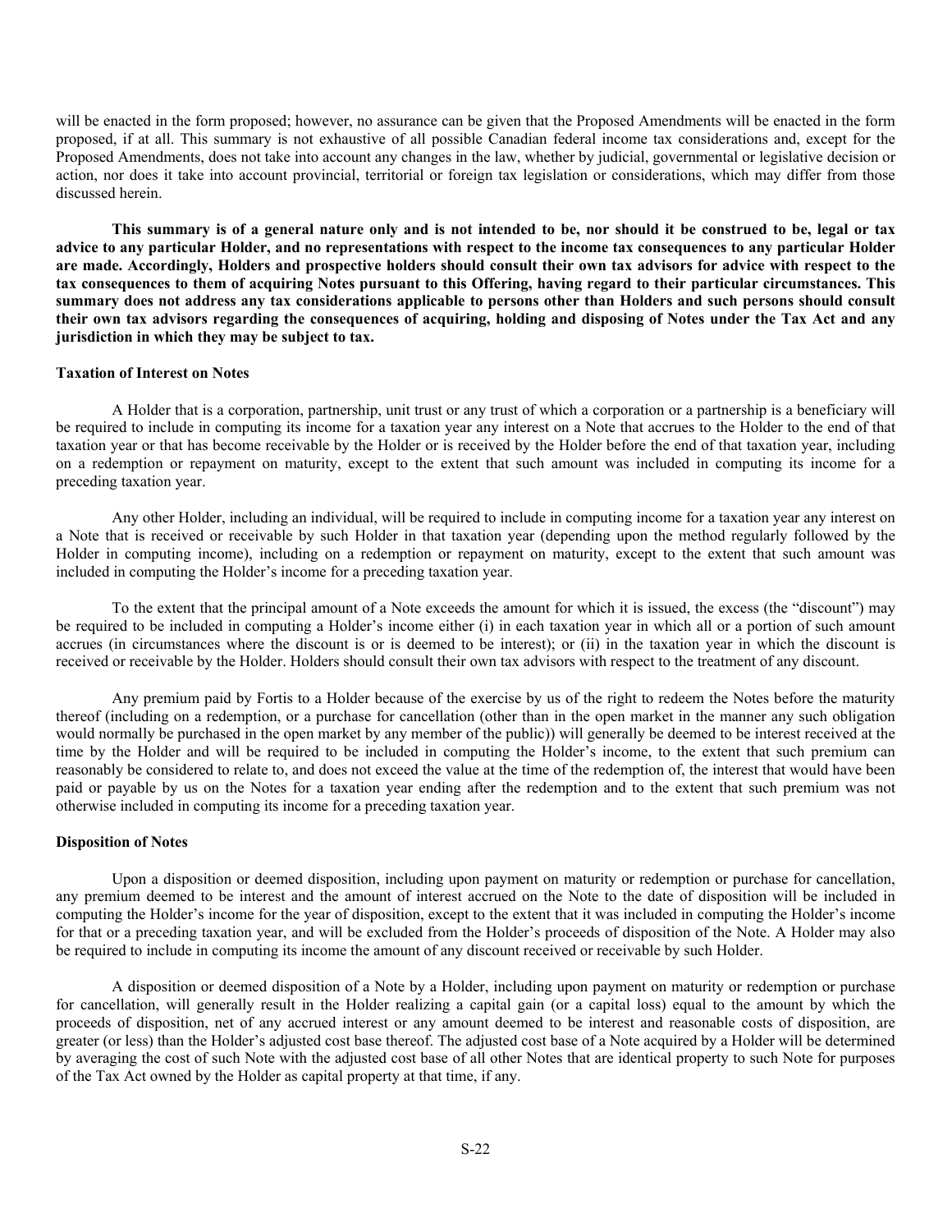will be enacted in the form proposed; however, no assurance can be given that the Proposed Amendments will be enacted in the form proposed, if at all. This summary is not exhaustive of all possible Canadian federal income tax considerations and, except for the Proposed Amendments, does not take into account any changes in the law, whether by judicial, governmental or legislative decision or action, nor does it take into account provincial, territorial or foreign tax legislation or considerations, which may differ from those discussed herein.

**This summary is of a general nature only and is not intended to be, nor should it be construed to be, legal or tax advice to any particular Holder, and no representations with respect to the income tax consequences to any particular Holder are made. Accordingly, Holders and prospective holders should consult their own tax advisors for advice with respect to the tax consequences to them of acquiring Notes pursuant to this Offering, having regard to their particular circumstances. This summary does not address any tax considerations applicable to persons other than Holders and such persons should consult their own tax advisors regarding the consequences of acquiring, holding and disposing of Notes under the Tax Act and any jurisdiction in which they may be subject to tax.**

**Taxation of Interest on Notes**

A Holder that is a corporation, partnership, unit trust or any trust of which a corporation or a partnership is a beneficiary will be required to include in computing its income for a taxation year any interest on a Note that accrues to the Holder to the end of that taxation year or that has become receivable by the Holder or is received by the Holder before the end of that taxation year, including on a redemption or repayment on maturity, except to the extent that such amount was included in computing its income for a preceding taxation year.

Any other Holder, including an individual, will be required to include in computing income for a taxation year any interest on a Note that is received or receivable by such Holder in that taxation year (depending upon the method regularly followed by the Holder in computing income), including on a redemption or repayment on maturity, except to the extent that such amount was included in computing the Holder's income for a preceding taxation year.

To the extent that the principal amount of a Note exceeds the amount for which it is issued, the excess (the "discount") may be required to be included in computing a Holder's income either (i) in each taxation year in which all or a portion of such amount accrues (in circumstances where the discount is or is deemed to be interest); or (ii) in the taxation year in which the discount is received or receivable by the Holder. Holders should consult their own tax advisors with respect to the treatment of any discount.

Any premium paid by Fortis to a Holder because of the exercise by us of the right to redeem the Notes before the maturity thereof (including on a redemption, or a purchase for cancellation (other than in the open market in the manner any such obligation would normally be purchased in the open market by any member of the public)) will generally be deemed to be interest received at the time by the Holder and will be required to be included in computing the Holder's income, to the extent that such premium can reasonably be considered to relate to, and does not exceed the value at the time of the redemption of, the interest that would have been paid or payable by us on the Notes for a taxation year ending after the redemption and to the extent that such premium was not otherwise included in computing its income for a preceding taxation year.

**Disposition of Notes**

Upon a disposition or deemed disposition, including upon payment on maturity or redemption or purchase for cancellation, any premium deemed to be interest and the amount of interest accrued on the Note to the date of disposition will be included in computing the Holder's income for the year of disposition, except to the extent that it was included in computing the Holder's income for that or a preceding taxation year, and will be excluded from the Holder's proceeds of disposition of the Note. A Holder may also be required to include in computing its income the amount of any discount received or receivable by such Holder.

A disposition or deemed disposition of a Note by a Holder, including upon payment on maturity or redemption or purchase for cancellation, will generally result in the Holder realizing a capital gain (or a capital loss) equal to the amount by which the proceeds of disposition, net of any accrued interest or any amount deemed to be interest and reasonable costs of disposition, are greater (or less) than the Holder's adjusted cost base thereof. The adjusted cost base of a Note acquired by a Holder will be determined by averaging the cost of such Note with the adjusted cost base of all other Notes that are identical property to such Note for purposes of the Tax Act owned by the Holder as capital property at that time, if any.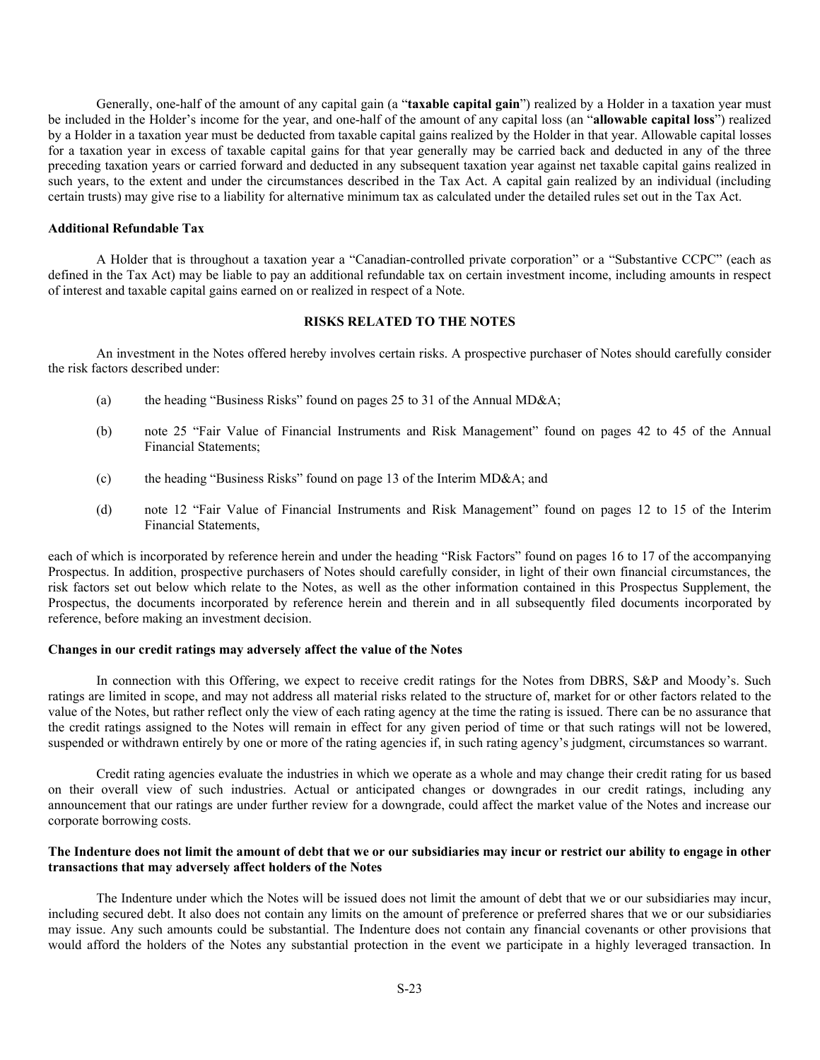Generally, one-half of the amount of any capital gain (a "**taxable capital gain**") realized by a Holder in a taxation year must be included in the Holder's income for the year, and one-half of the amount of any capital loss (an "**allowable capital loss**") realized by a Holder in a taxation year must be deducted from taxable capital gains realized by the Holder in that year. Allowable capital losses for a taxation year in excess of taxable capital gains for that year generally may be carried back and deducted in any of the three preceding taxation years or carried forward and deducted in any subsequent taxation year against net taxable capital gains realized in such years, to the extent and under the circumstances described in the Tax Act. A capital gain realized by an individual (including certain trusts) may give rise to a liability for alternative minimum tax as calculated under the detailed rules set out in the Tax Act.

### Additional Refundable Tax

A Holder that is throughout a taxation year a "Canadian-controlled private corporation" or a "Substantive CCPC" (each as defined in the Tax Act) may be liable to pay an additional refundable tax on certain investment income, including amounts in respect of interest and taxable capital gains earned on or realized in respect of a Note.

## RISKS RELATED TO THE NOTES

An investment in the Notes offered hereby involves certain risks. A prospective purchaser of Notes should carefully consider the risk factors described under:

(a) the heading "Business Risks" found on pages 25 to 31 of the Annual MD&A;

(b) note 25 "Fair Value of Financial Instruments and Risk Management" found on pages 42 to 45 of the Annual Financial Statements;

(c) the heading "Business Risks" found on page 13 of the Interim MD&A; and

(d) note 12 "Fair Value of Financial Instruments and Risk Management" found on pages 12 to 15 of the Interim Financial Statements,

each of which is incorporated by reference herein and under the heading "Risk Factors" found on pages 16 to 17 of the accompanying Prospectus. In addition, prospective purchasers of Notes should carefully consider, in light of their own financial circumstances, the risk factors set out below which relate to the Notes, as well as the other information contained in this Prospectus Supplement, the Prospectus, the documents incorporated by reference herein and therein and in all subsequently filed documents incorporated by reference, before making an investment decision.

### Changes in our credit ratings may adversely affect the value of the Notes

In connection with this Offering, we expect to receive credit ratings for the Notes from DBRS, S&P and Moody's. Such ratings are limited in scope, and may not address all material risks related to the structure of, market for or other factors related to the value of the Notes, but rather reflect only the view of each rating agency at the time the rating is issued. There can be no assurance that the credit ratings assigned to the Notes will remain in effect for any given period of time or that such ratings will not be lowered, suspended or withdrawn entirely by one or more of the rating agencies if, in such rating agency's judgment, circumstances so warrant.

Credit rating agencies evaluate the industries in which we operate as a whole and may change their credit rating for us based on their overall view of such industries. Actual or anticipated changes or downgrades in our credit ratings, including any announcement that our ratings are under further review for a downgrade, could affect the market value of the Notes and increase our corporate borrowing costs.

### The Indenture does not limit the amount of debt that we or our subsidiaries may incur or restrict our ability to engage in other transactions that may adversely affect holders of the Notes

The Indenture under which the Notes will be issued does not limit the amount of debt that we or our subsidiaries may incur, including secured debt. It also does not contain any limits on the amount of preference or preferred shares that we or our subsidiaries may issue. Any such amounts could be substantial. The Indenture does not contain any financial covenants or other provisions that would afford the holders of the Notes any substantial protection in the event we participate in a highly leveraged transaction. In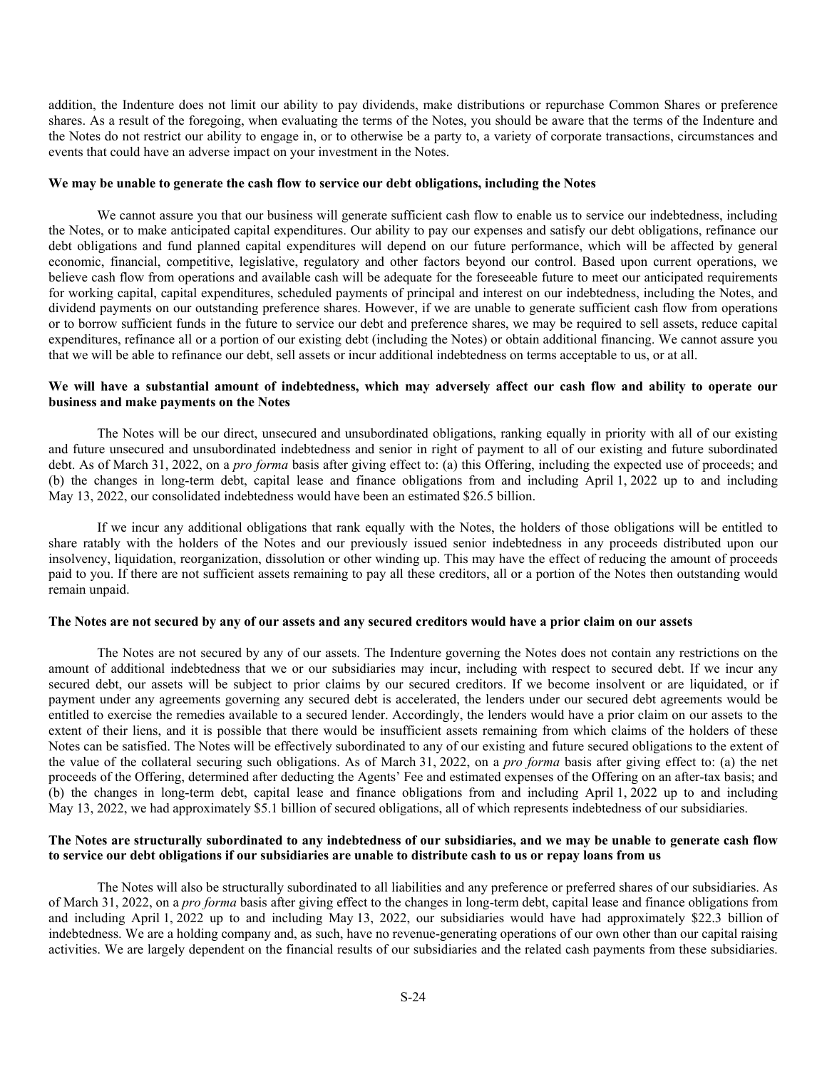addition, the Indenture does not limit our ability to pay dividends, make distributions or repurchase Common Shares or preference shares. As a result of the foregoing, when evaluating the terms of the Notes, you should be aware that the terms of the Indenture and the Notes do not restrict our ability to engage in, or to otherwise be a party to, a variety of corporate transactions, circumstances and events that could have an adverse impact on your investment in the Notes.

**We may be unable to generate the cash flow to service our debt obligations, including the Notes**

We cannot assure you that our business will generate sufficient cash flow to enable us to service our indebtedness, including the Notes, or to make anticipated capital expenditures. Our ability to pay our expenses and satisfy our debt obligations, refinance our debt obligations and fund planned capital expenditures will depend on our future performance, which will be affected by general economic, financial, competitive, legislative, regulatory and other factors beyond our control. Based upon current operations, we believe cash flow from operations and available cash will be adequate for the foreseeable future to meet our anticipated requirements for working capital, capital expenditures, scheduled payments of principal and interest on our indebtedness, including the Notes, and dividend payments on our outstanding preference shares. However, if we are unable to generate sufficient cash flow from operations or to borrow sufficient funds in the future to service our debt and preference shares, we may be required to sell assets, reduce capital expenditures, refinance all or a portion of our existing debt (including the Notes) or obtain additional financing. We cannot assure you that we will be able to refinance our debt, sell assets or incur additional indebtedness on terms acceptable to us, or at all.

**We will have a substantial amount of indebtedness, which may adversely affect our cash flow and ability to operate our business and make payments on the Notes**

The Notes will be our direct, unsecured and unsubordinated obligations, ranking equally in priority with all of our existing and future unsecured and unsubordinated indebtedness and senior in right of payment to all of our existing and future subordinated debt. As of March 31, 2022, on a *pro forma* basis after giving effect to: (a) this Offering, including the expected use of proceeds; and (b) the changes in long-term debt, capital lease and finance obligations from and including April 1, 2022 up to and including May 13, 2022, our consolidated indebtedness would have been an estimated $26.5 billion.

If we incur any additional obligations that rank equally with the Notes, the holders of those obligations will be entitled to share ratably with the holders of the Notes and our previously issued senior indebtedness in any proceeds distributed upon our insolvency, liquidation, reorganization, dissolution or other winding up. This may have the effect of reducing the amount of proceeds paid to you. If there are not sufficient assets remaining to pay all these creditors, all or a portion of the Notes then outstanding would remain unpaid.

**The Notes are not secured by any of our assets and any secured creditors would have a prior claim on our assets**

The Notes are not secured by any of our assets. The Indenture governing the Notes does not contain any restrictions on the amount of additional indebtedness that we or our subsidiaries may incur, including with respect to secured debt. If we incur any secured debt, our assets will be subject to prior claims by our secured creditors. If we become insolvent or are liquidated, or if payment under any agreements governing any secured debt is accelerated, the lenders under our secured debt agreements would be entitled to exercise the remedies available to a secured lender. Accordingly, the lenders would have a prior claim on our assets to the extent of their liens, and it is possible that there would be insufficient assets remaining from which claims of the holders of these Notes can be satisfied. The Notes will be effectively subordinated to any of our existing and future secured obligations to the extent of the value of the collateral securing such obligations. As of March 31, 2022, on a *pro forma* basis after giving effect to: (a) the net proceeds of the Offering, determined after deducting the Agents' Fee and estimated expenses of the Offering on an after-tax basis; and (b) the changes in long-term debt, capital lease and finance obligations from and including April 1, 2022 up to and including May 13, 2022, we had approximately $5.1 billion of secured obligations, all of which represents indebtedness of our subsidiaries.

**The Notes are structurally subordinated to any indebtedness of our subsidiaries, and we may be unable to generate cash flow to service our debt obligations if our subsidiaries are unable to distribute cash to us or repay loans from us**

The Notes will also be structurally subordinated to all liabilities and any preference or preferred shares of our subsidiaries. As of March 31, 2022, on a *pro forma* basis after giving effect to the changes in long-term debt, capital lease and finance obligations from and including April 1, 2022 up to and including May 13, 2022, our subsidiaries would have had approximately $22.3 billion of indebtedness. We are a holding company and, as such, have no revenue-generating operations of our own other than our capital raising activities. We are largely dependent on the financial results of our subsidiaries and the related cash payments from these subsidiaries.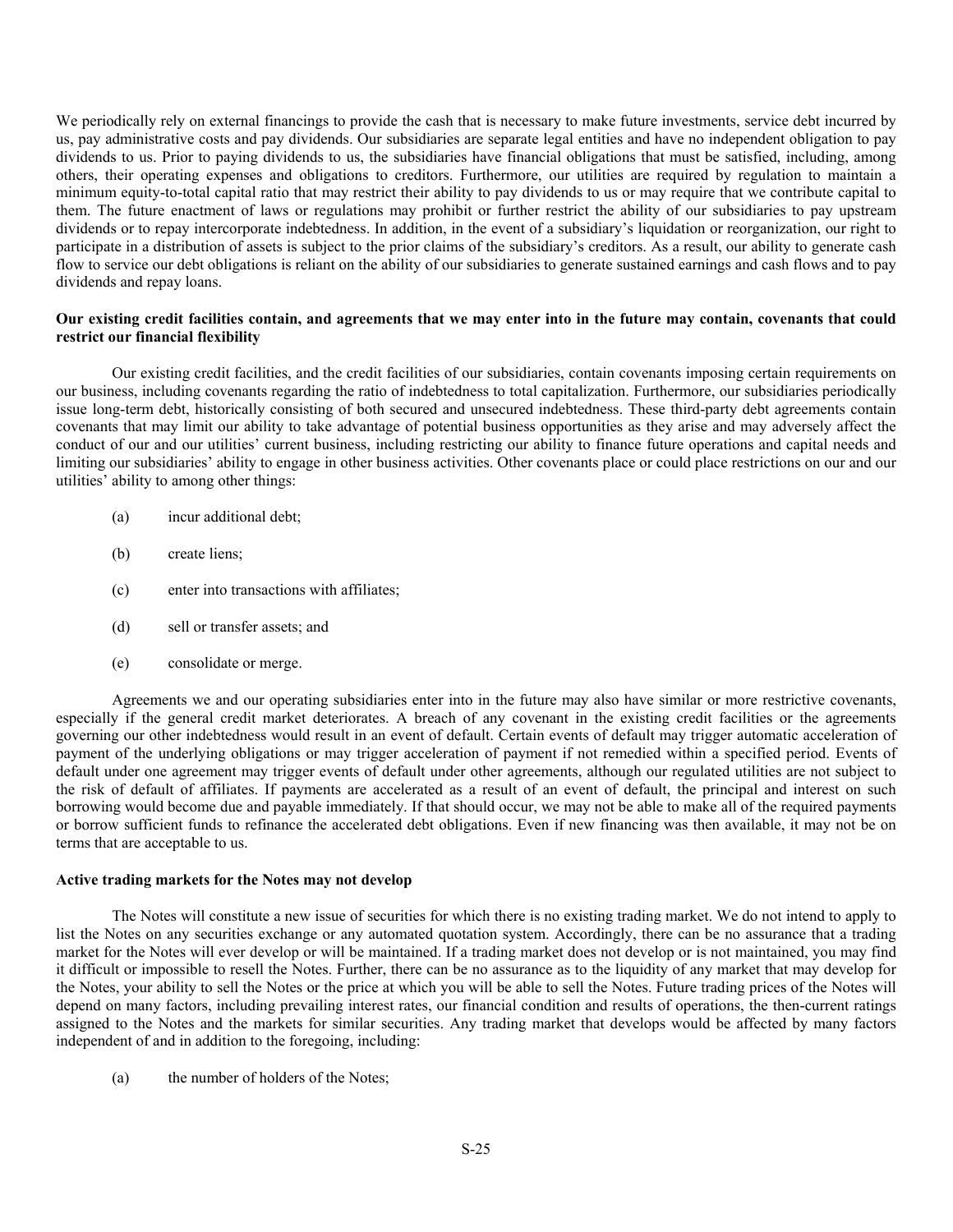We periodically rely on external financings to provide the cash that is necessary to make future investments, service debt incurred by us, pay administrative costs and pay dividends. Our subsidiaries are separate legal entities and have no independent obligation to pay dividends to us. Prior to paying dividends to us, the subsidiaries have financial obligations that must be satisfied, including, among others, their operating expenses and obligations to creditors. Furthermore, our utilities are required by regulation to maintain a minimum equity-to-total capital ratio that may restrict their ability to pay dividends to us or may require that we contribute capital to them. The future enactment of laws or regulations may prohibit or further restrict the ability of our subsidiaries to pay upstream dividends or to repay intercorporate indebtedness. In addition, in the event of a subsidiary's liquidation or reorganization, our right to participate in a distribution of assets is subject to the prior claims of the subsidiary's creditors. As a result, our ability to generate cash flow to service our debt obligations is reliant on the ability of our subsidiaries to generate sustained earnings and cash flows and to pay dividends and repay loans.

**Our existing credit facilities contain, and agreements that we may enter into in the future may contain, covenants that could restrict our financial flexibility**

Our existing credit facilities, and the credit facilities of our subsidiaries, contain covenants imposing certain requirements on our business, including covenants regarding the ratio of indebtedness to total capitalization. Furthermore, our subsidiaries periodically issue long-term debt, historically consisting of both secured and unsecured indebtedness. These third-party debt agreements contain covenants that may limit our ability to take advantage of potential business opportunities as they arise and may adversely affect the conduct of our and our utilities' current business, including restricting our ability to finance future operations and capital needs and limiting our subsidiaries' ability to engage in other business activities. Other covenants place or could place restrictions on our and our utilities' ability to among other things:

(a) incur additional debt;

(b) create liens;

(c) enter into transactions with affiliates;

(d) sell or transfer assets; and

(e) consolidate or merge.

Agreements we and our operating subsidiaries enter into in the future may also have similar or more restrictive covenants, especially if the general credit market deteriorates. A breach of any covenant in the existing credit facilities or the agreements governing our other indebtedness would result in an event of default. Certain events of default may trigger automatic acceleration of payment of the underlying obligations or may trigger acceleration of payment if not remedied within a specified period. Events of default under one agreement may trigger events of default under other agreements, although our regulated utilities are not subject to the risk of default of affiliates. If payments are accelerated as a result of an event of default, the principal and interest on such borrowing would become due and payable immediately. If that should occur, we may not be able to make all of the required payments or borrow sufficient funds to refinance the accelerated debt obligations. Even if new financing was then available, it may not be on terms that are acceptable to us.

**Active trading markets for the Notes may not develop**

The Notes will constitute a new issue of securities for which there is no existing trading market. We do not intend to apply to list the Notes on any securities exchange or any automated quotation system. Accordingly, there can be no assurance that a trading market for the Notes will ever develop or will be maintained. If a trading market does not develop or is not maintained, you may find it difficult or impossible to resell the Notes. Further, there can be no assurance as to the liquidity of any market that may develop for the Notes, your ability to sell the Notes or the price at which you will be able to sell the Notes. Future trading prices of the Notes will depend on many factors, including prevailing interest rates, our financial condition and results of operations, the then-current ratings assigned to the Notes and the markets for similar securities. Any trading market that develops would be affected by many factors independent of and in addition to the foregoing, including:

(a) the number of holders of the Notes;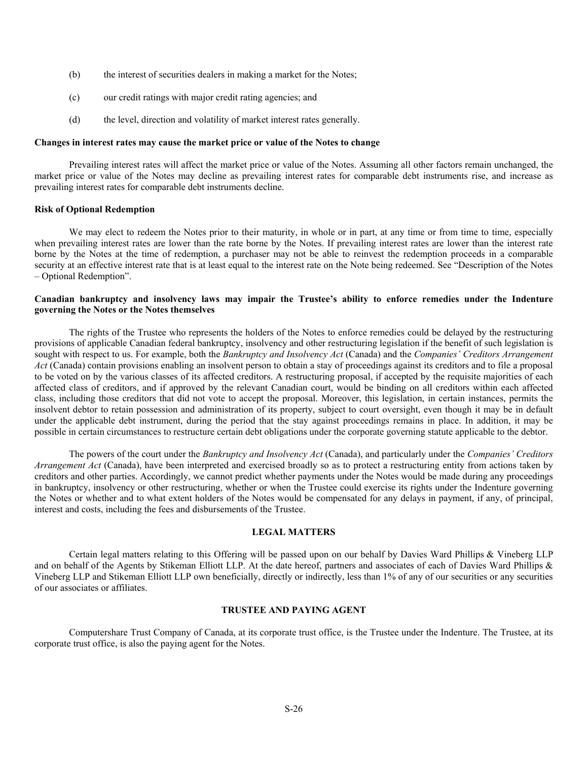(b) the interest of securities dealers in making a market for the Notes;

(c) our credit ratings with major credit rating agencies; and

(d) the level, direction and volatility of market interest rates generally.

**Changes in interest rates may cause the market price or value of the Notes to change**

Prevailing interest rates will affect the market price or value of the Notes. Assuming all other factors remain unchanged, the market price or value of the Notes may decline as prevailing interest rates for comparable debt instruments rise, and increase as prevailing interest rates for comparable debt instruments decline.

**Risk of Optional Redemption**

We may elect to redeem the Notes prior to their maturity, in whole or in part, at any time or from time to time, especially when prevailing interest rates are lower than the rate borne by the Notes. If prevailing interest rates are lower than the interest rate borne by the Notes at the time of redemption, a purchaser may not be able to reinvest the redemption proceeds in a comparable security at an effective interest rate that is at least equal to the interest rate on the Note being redeemed. See "Description of the Notes – Optional Redemption".

**Canadian bankruptcy and insolvency laws may impair the Trustee's ability to enforce remedies under the Indenture governing the Notes or the Notes themselves**

The rights of the Trustee who represents the holders of the Notes to enforce remedies could be delayed by the restructuring provisions of applicable Canadian federal bankruptcy, insolvency and other restructuring legislation if the benefit of such legislation is sought with respect to us. For example, both the *Bankruptcy and Insolvency Act* (Canada) and the *Companies' Creditors Arrangement Act* (Canada) contain provisions enabling an insolvent person to obtain a stay of proceedings against its creditors and to file a proposal to be voted on by the various classes of its affected creditors. A restructuring proposal, if accepted by the requisite majorities of each affected class of creditors, and if approved by the relevant Canadian court, would be binding on all creditors within each affected class, including those creditors that did not vote to accept the proposal. Moreover, this legislation, in certain instances, permits the insolvent debtor to retain possession and administration of its property, subject to court oversight, even though it may be in default under the applicable debt instrument, during the period that the stay against proceedings remains in place. In addition, it may be possible in certain circumstances to restructure certain debt obligations under the corporate governing statute applicable to the debtor.

The powers of the court under the *Bankruptcy and Insolvency Act* (Canada), and particularly under the *Companies' Creditors Arrangement Act* (Canada), have been interpreted and exercised broadly so as to protect a restructuring entity from actions taken by creditors and other parties. Accordingly, we cannot predict whether payments under the Notes would be made during any proceedings in bankruptcy, insolvency or other restructuring, whether or when the Trustee could exercise its rights under the Indenture governing the Notes or whether and to what extent holders of the Notes would be compensated for any delays in payment, if any, of principal, interest and costs, including the fees and disbursements of the Trustee.

## LEGAL MATTERS

Certain legal matters relating to this Offering will be passed upon on our behalf by Davies Ward Phillips & Vineberg LLP and on behalf of the Agents by Stikeman Elliott LLP. At the date hereof, partners and associates of each of Davies Ward Phillips & Vineberg LLP and Stikeman Elliott LLP own beneficially, directly or indirectly, less than 1% of any of our securities or any securities of our associates or affiliates.

## TRUSTEE AND PAYING AGENT

Computershare Trust Company of Canada, at its corporate trust office, is the Trustee under the Indenture. The Trustee, at its corporate trust office, is also the paying agent for the Notes.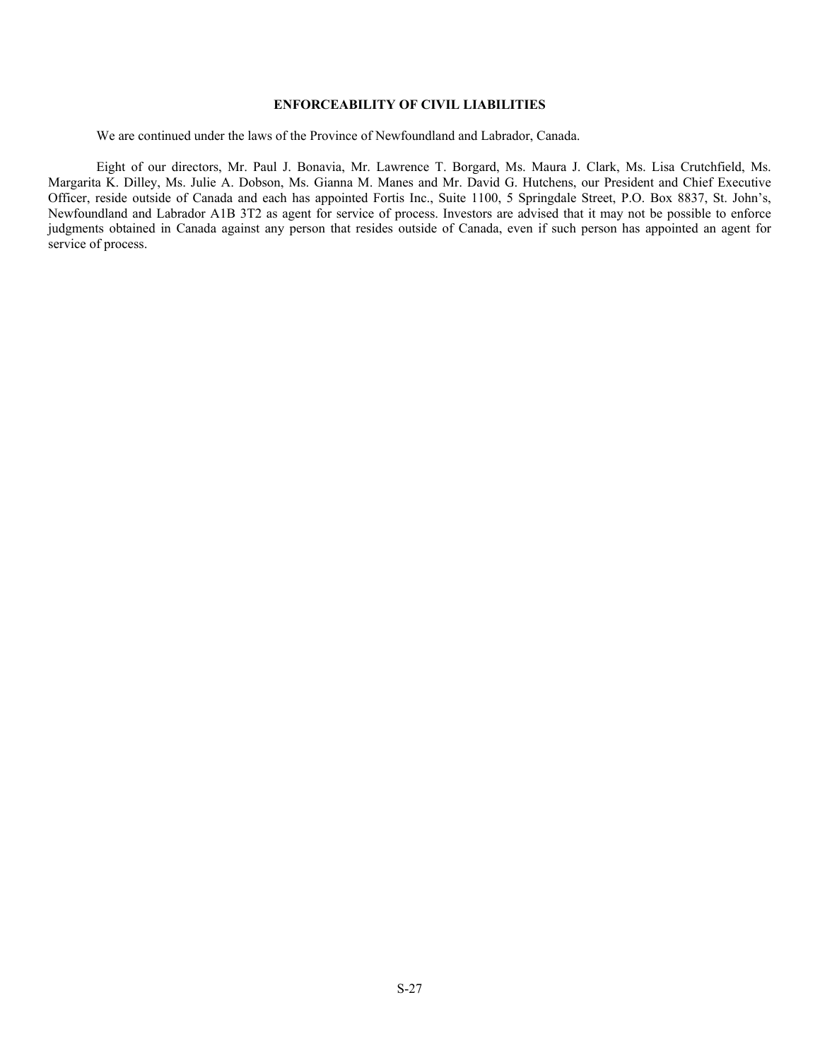## ENFORCEABILITY OF CIVIL LIABILITIES

We are continued under the laws of the Province of Newfoundland and Labrador, Canada.

Eight of our directors, Mr. Paul J. Bonavia, Mr. Lawrence T. Borgard, Ms. Maura J. Clark, Ms. Lisa Crutchfield, Ms. Margarita K. Dilley, Ms. Julie A. Dobson, Ms. Gianna M. Manes and Mr. David G. Hutchens, our President and Chief Executive Officer, reside outside of Canada and each has appointed Fortis Inc., Suite 1100, 5 Springdale Street, P.O. Box 8837, St. John's, Newfoundland and Labrador A1B 3T2 as agent for service of process. Investors are advised that it may not be possible to enforce judgments obtained in Canada against any person that resides outside of Canada, even if such person has appointed an agent for service of process.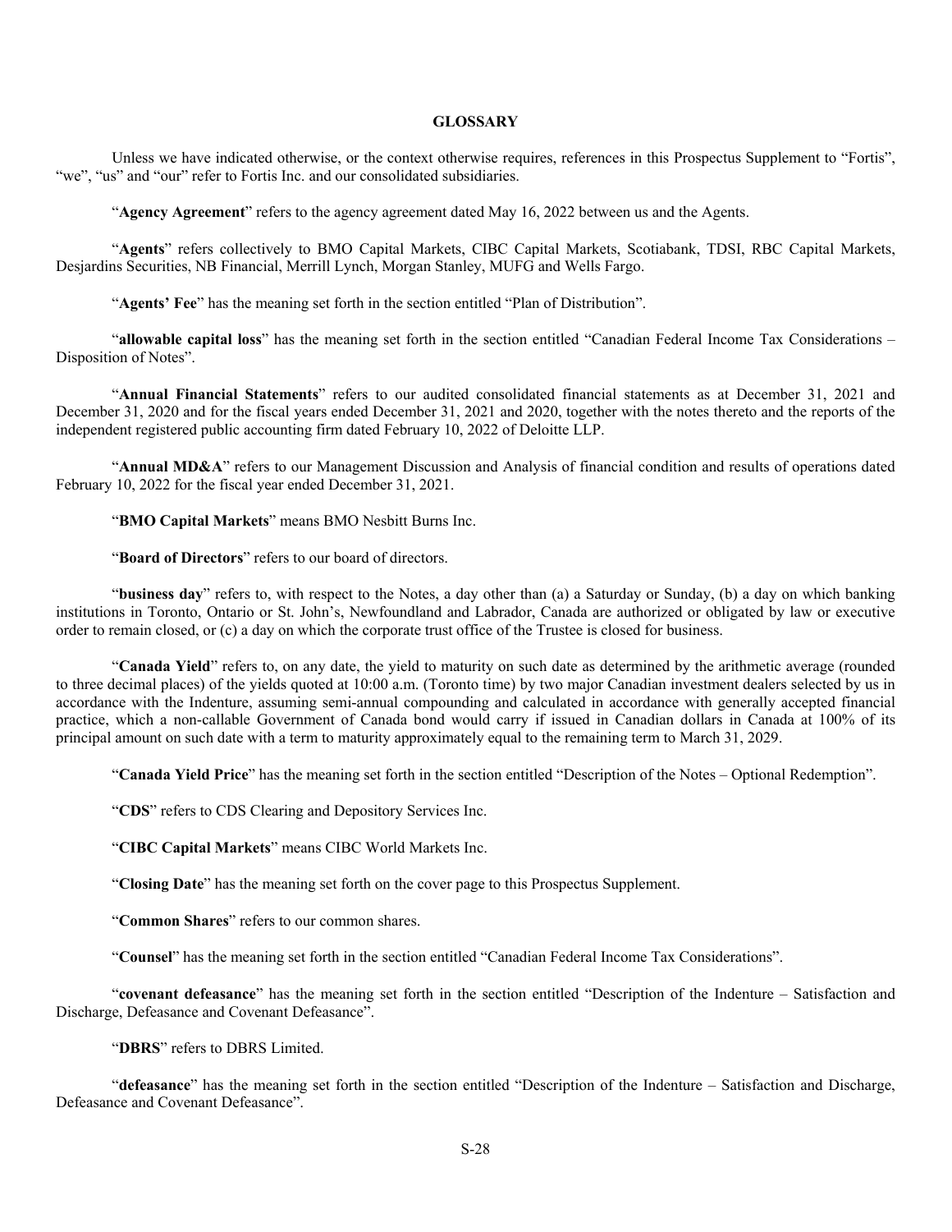## GLOSSARY

Unless we have indicated otherwise, or the context otherwise requires, references in this Prospectus Supplement to "Fortis", "we", "us" and "our" refer to Fortis Inc. and our consolidated subsidiaries.

"**Agency Agreement**" refers to the agency agreement dated May 16, 2022 between us and the Agents.

"**Agents**" refers collectively to BMO Capital Markets, CIBC Capital Markets, Scotiabank, TDSI, RBC Capital Markets, Desjardins Securities, NB Financial, Merrill Lynch, Morgan Stanley, MUFG and Wells Fargo.

"**Agents' Fee**" has the meaning set forth in the section entitled "Plan of Distribution".

"**allowable capital loss**" has the meaning set forth in the section entitled "Canadian Federal Income Tax Considerations – Disposition of Notes".

"**Annual Financial Statements**" refers to our audited consolidated financial statements as at December 31, 2021 and December 31, 2020 and for the fiscal years ended December 31, 2021 and 2020, together with the notes thereto and the reports of the independent registered public accounting firm dated February 10, 2022 of Deloitte LLP.

"**Annual MD&A**" refers to our Management Discussion and Analysis of financial condition and results of operations dated February 10, 2022 for the fiscal year ended December 31, 2021.

"**BMO Capital Markets**" means BMO Nesbitt Burns Inc.

"**Board of Directors**" refers to our board of directors.

"**business day**" refers to, with respect to the Notes, a day other than (a) a Saturday or Sunday, (b) a day on which banking institutions in Toronto, Ontario or St. John's, Newfoundland and Labrador, Canada are authorized or obligated by law or executive order to remain closed, or (c) a day on which the corporate trust office of the Trustee is closed for business.

"**Canada Yield**" refers to, on any date, the yield to maturity on such date as determined by the arithmetic average (rounded to three decimal places) of the yields quoted at 10:00 a.m. (Toronto time) by two major Canadian investment dealers selected by us in accordance with the Indenture, assuming semi-annual compounding and calculated in accordance with generally accepted financial practice, which a non-callable Government of Canada bond would carry if issued in Canadian dollars in Canada at 100% of its principal amount on such date with a term to maturity approximately equal to the remaining term to March 31, 2029.

"**Canada Yield Price**" has the meaning set forth in the section entitled "Description of the Notes – Optional Redemption".

"**CDS**" refers to CDS Clearing and Depository Services Inc.

"**CIBC Capital Markets**" means CIBC World Markets Inc.

"**Closing Date**" has the meaning set forth on the cover page to this Prospectus Supplement.

"**Common Shares**" refers to our common shares.

"**Counsel**" has the meaning set forth in the section entitled "Canadian Federal Income Tax Considerations".

"**covenant defeasance**" has the meaning set forth in the section entitled "Description of the Indenture – Satisfaction and Discharge, Defeasance and Covenant Defeasance".

"**DBRS**" refers to DBRS Limited.

"**defeasance**" has the meaning set forth in the section entitled "Description of the Indenture – Satisfaction and Discharge, Defeasance and Covenant Defeasance".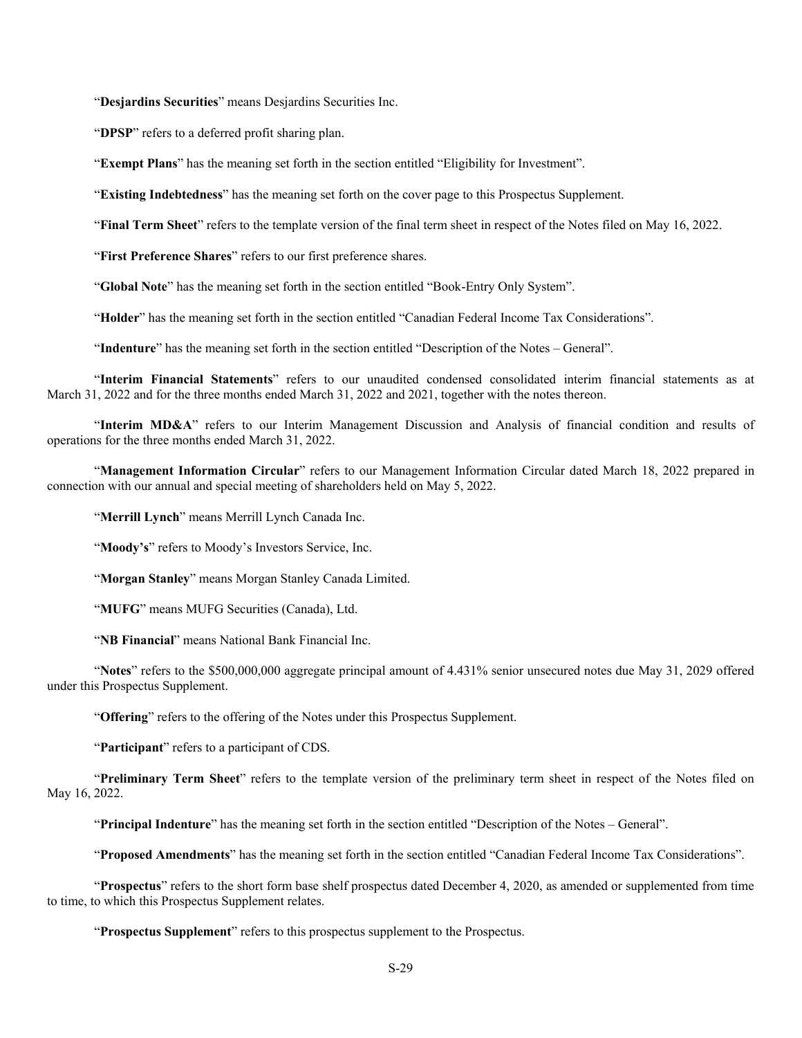"**Desjardins Securities**" means Desjardins Securities Inc.

"**DPSP**" refers to a deferred profit sharing plan.

"**Exempt Plans**" has the meaning set forth in the section entitled "Eligibility for Investment".

"**Existing Indebtedness**" has the meaning set forth on the cover page to this Prospectus Supplement.

"**Final Term Sheet**" refers to the template version of the final term sheet in respect of the Notes filed on May 16, 2022.

"**First Preference Shares**" refers to our first preference shares.

"**Global Note**" has the meaning set forth in the section entitled "Book-Entry Only System".

"**Holder**" has the meaning set forth in the section entitled "Canadian Federal Income Tax Considerations".

"**Indenture**" has the meaning set forth in the section entitled "Description of the Notes – General".

"**Interim Financial Statements**" refers to our unaudited condensed consolidated interim financial statements as at March 31, 2022 and for the three months ended March 31, 2022 and 2021, together with the notes thereon.

"**Interim MD&A**" refers to our Interim Management Discussion and Analysis of financial condition and results of operations for the three months ended March 31, 2022.

"**Management Information Circular**" refers to our Management Information Circular dated March 18, 2022 prepared in connection with our annual and special meeting of shareholders held on May 5, 2022.

"**Merrill Lynch**" means Merrill Lynch Canada Inc.

"**Moody's**" refers to Moody's Investors Service, Inc.

"**Morgan Stanley**" means Morgan Stanley Canada Limited.

"**MUFG**" means MUFG Securities (Canada), Ltd.

"**NB Financial**" means National Bank Financial Inc.

"**Notes**" refers to the $500,000,000 aggregate principal amount of 4.431% senior unsecured notes due May 31, 2029 offered under this Prospectus Supplement.

"**Offering**" refers to the offering of the Notes under this Prospectus Supplement.

"**Participant**" refers to a participant of CDS.

"**Preliminary Term Sheet**" refers to the template version of the preliminary term sheet in respect of the Notes filed on May 16, 2022.

"**Principal Indenture**" has the meaning set forth in the section entitled "Description of the Notes – General".

"**Proposed Amendments**" has the meaning set forth in the section entitled "Canadian Federal Income Tax Considerations".

"**Prospectus**" refers to the short form base shelf prospectus dated December 4, 2020, as amended or supplemented from time to time, to which this Prospectus Supplement relates.

"**Prospectus Supplement**" refers to this prospectus supplement to the Prospectus.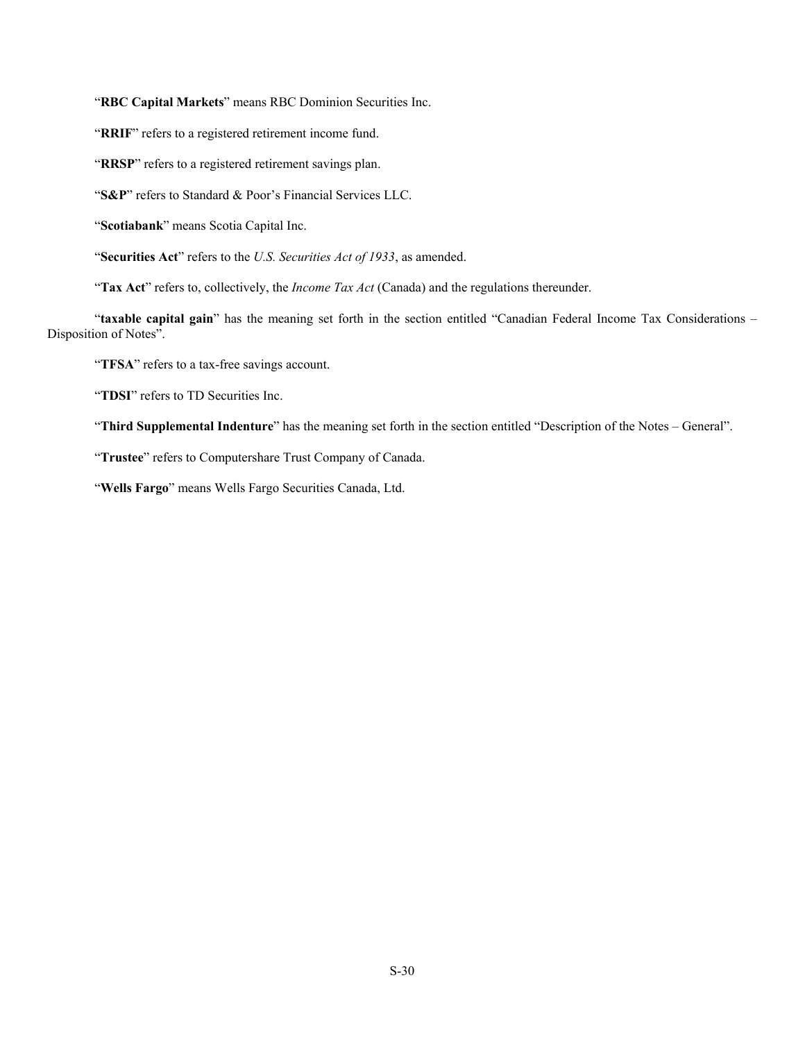"**RBC Capital Markets**" means RBC Dominion Securities Inc.

"**RRIF**" refers to a registered retirement income fund.

"**RRSP**" refers to a registered retirement savings plan.

"**S&P**" refers to Standard & Poor's Financial Services LLC.

"**Scotiabank**" means Scotia Capital Inc.

"**Securities Act**" refers to the *U.S. Securities Act of 1933*, as amended.

"**Tax Act**" refers to, collectively, the *Income Tax Act* (Canada) and the regulations thereunder.

"**taxable capital gain**" has the meaning set forth in the section entitled "Canadian Federal Income Tax Considerations – Disposition of Notes".

"**TFSA**" refers to a tax-free savings account.

"**TDSI**" refers to TD Securities Inc.

"**Third Supplemental Indenture**" has the meaning set forth in the section entitled "Description of the Notes – General".

"**Trustee**" refers to Computershare Trust Company of Canada.

"**Wells Fargo**" means Wells Fargo Securities Canada, Ltd.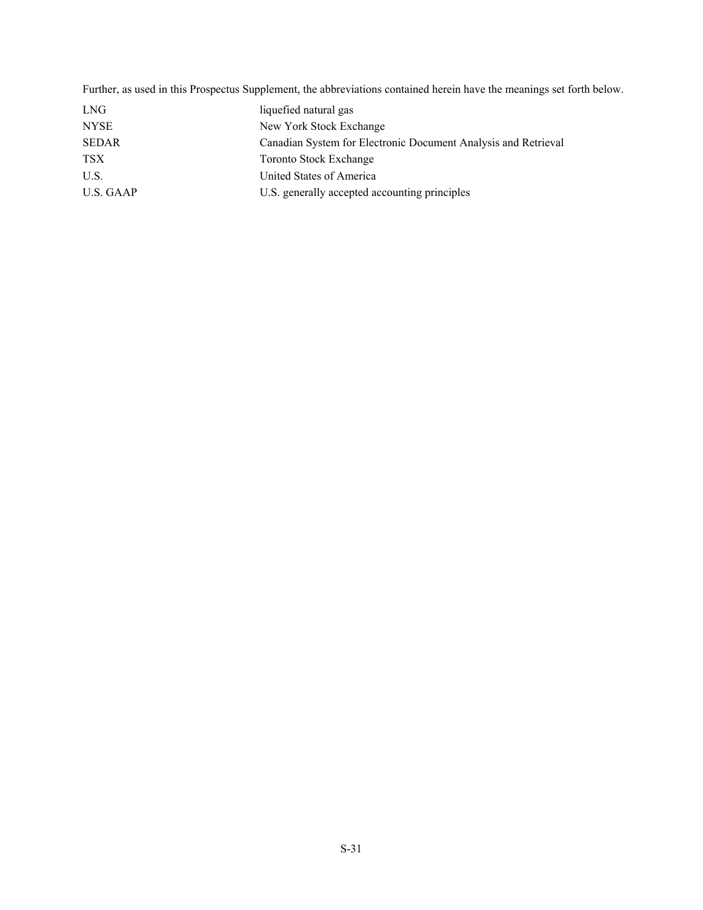Further, as used in this Prospectus Supplement, the abbreviations contained herein have the meanings set forth below.

| | |
|---|---|
| LNG | liquefied natural gas |
| NYSE | New York Stock Exchange |
| SEDAR | Canadian System for Electronic Document Analysis and Retrieval |
| TSX | Toronto Stock Exchange |
| U.S. | United States of America |
| U.S. GAAP | U.S. generally accepted accounting principles |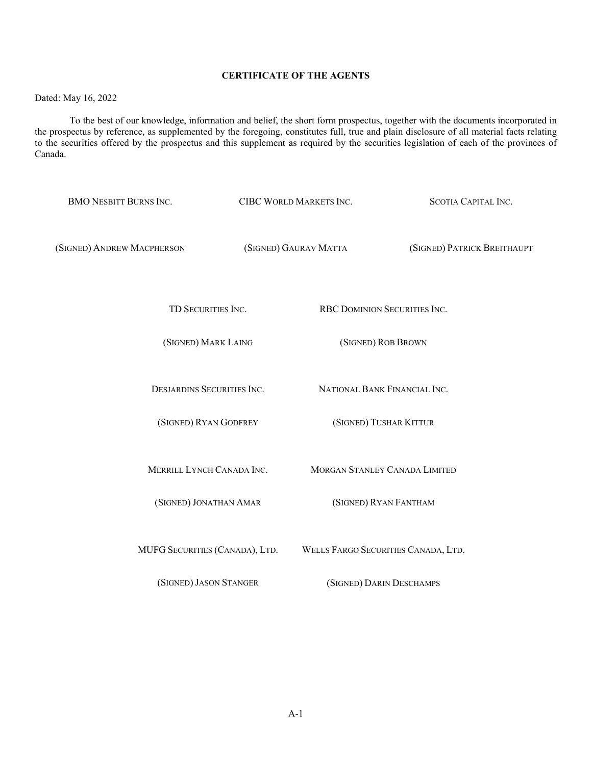## CERTIFICATE OF THE AGENTS

Dated: May 16, 2022

To the best of our knowledge, information and belief, the short form prospectus, together with the documents incorporated in the prospectus by reference, as supplemented by the foregoing, constitutes full, true and plain disclosure of all material facts relating to the securities offered by the prospectus and this supplement as required by the securities legislation of each of the provinces of Canada.

BMO Nesbitt Burns Inc.

(Signed) Andrew Macpherson

CIBC World Markets Inc.

(Signed) Gaurav Matta

Scotia Capital Inc.

(Signed) Patrick Breithaupt

TD Securities Inc.

(Signed) Mark Laing

RBC Dominion Securities Inc.

(Signed) Rob Brown

Desjardins Securities Inc.

(Signed) Ryan Godfrey

National Bank Financial Inc.

(Signed) Tushar Kittur

Merrill Lynch Canada Inc.

(Signed) Jonathan Amar

Morgan Stanley Canada Limited

(Signed) Ryan Fantham

MUFG Securities (Canada), Ltd.

(Signed) Jason Stanger

Wells Fargo Securities Canada, Ltd.

(Signed) Darin Deschamps